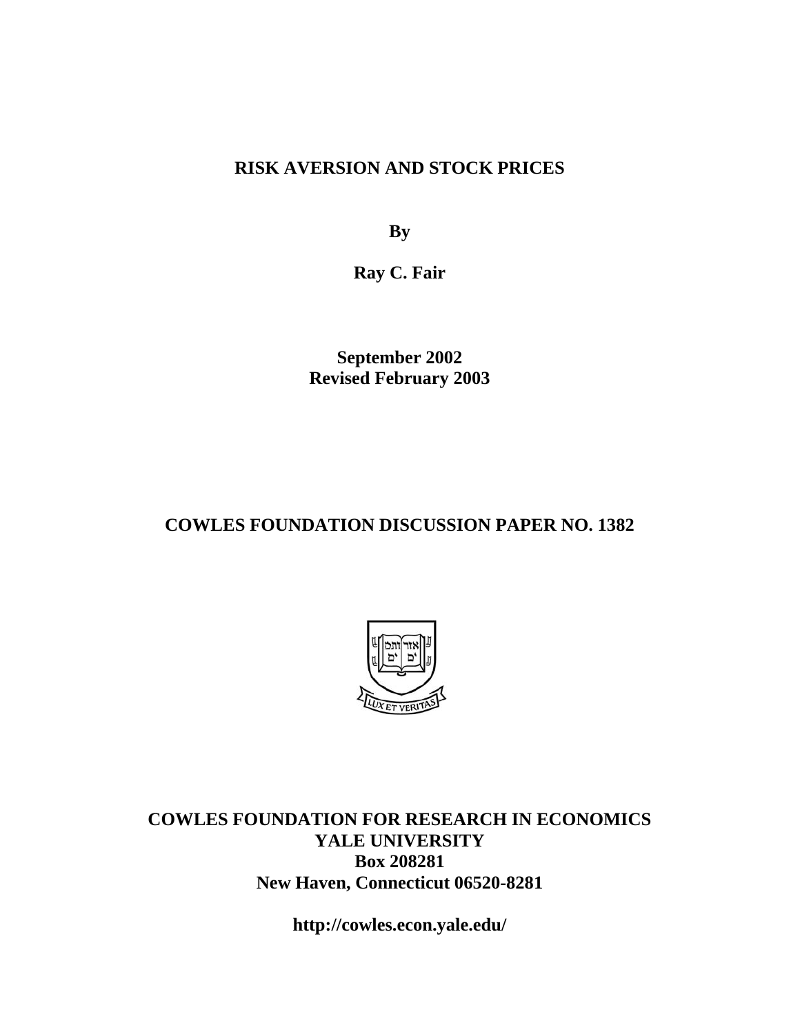# RISK AVERSION AND STOCK PRICES

**By**

**Ray C. Fair**

**September 2002**
**Revised February 2003**

## COWLES FOUNDATION DISCUSSION PAPER NO. 1382

**COWLES FOUNDATION FOR RESEARCH IN ECONOMICS**
**YALE UNIVERSITY**
**Box 208281**
**New Haven, Connecticut 06520-8281**

**http://cowles.econ.yale.edu/**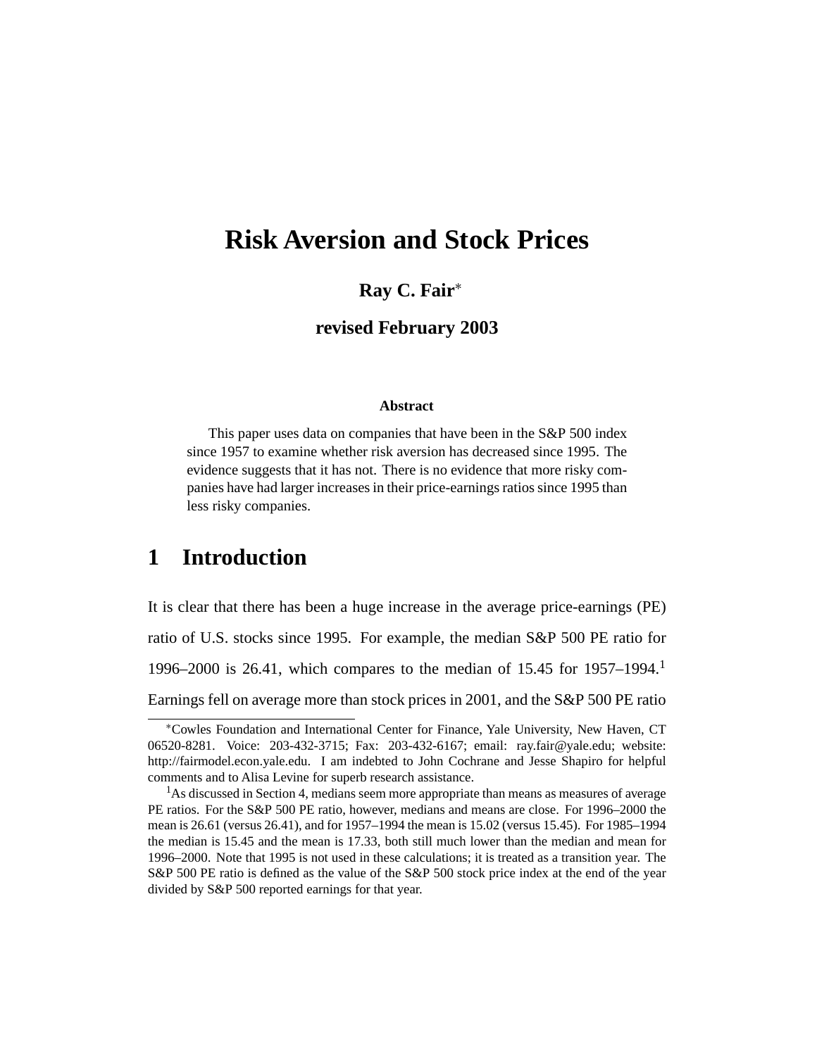# Risk Aversion and Stock Prices

**Ray C. Fair***

**revised February 2003**

**Abstract**

This paper uses data on companies that have been in the S&P 500 index since 1957 to examine whether risk aversion has decreased since 1995. The evidence suggests that it has not. There is no evidence that more risky companies have had larger increases in their price-earnings ratios since 1995 than less risky companies.

## 1 Introduction

It is clear that there has been a huge increase in the average price-earnings (PE) ratio of U.S. stocks since 1995. For example, the median S&P 500 PE ratio for 1996–2000 is 26.41, which compares to the median of 15.45 for 1957–1994.[1] Earnings fell on average more than stock prices in 2001, and the S&P 500 PE ratio

---

*Cowles Foundation and International Center for Finance, Yale University, New Haven, CT 06520-8281. Voice: 203-432-3715; Fax: 203-432-6167; email: ray.fair@yale.edu; website: http://fairmodel.econ.yale.edu. I am indebted to John Cochrane and Jesse Shapiro for helpful comments and to Alisa Levine for superb research assistance.

[1] As discussed in Section 4, medians seem more appropriate than means as measures of average PE ratios. For the S&P 500 PE ratio, however, medians and means are close. For 1996–2000 the mean is 26.61 (versus 26.41), and for 1957–1994 the mean is 15.02 (versus 15.45). For 1985–1994 the median is 15.45 and the mean is 17.33, both still much lower than the median and mean for 1996–2000. Note that 1995 is not used in these calculations; it is treated as a transition year. The S&P 500 PE ratio is defined as the value of the S&P 500 stock price index at the end of the year divided by S&P 500 reported earnings for that year.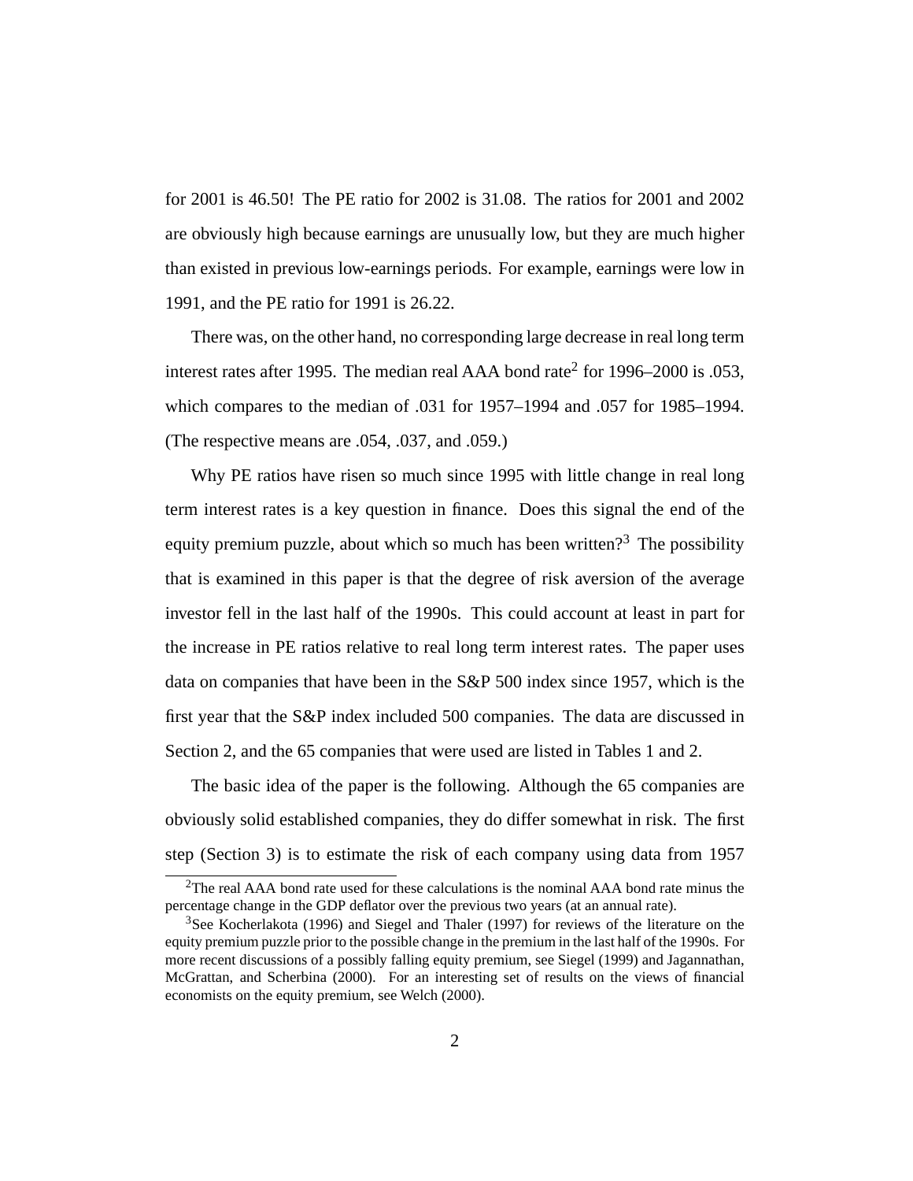for 2001 is 46.50! The PE ratio for 2002 is 31.08. The ratios for 2001 and 2002 are obviously high because earnings are unusually low, but they are much higher than existed in previous low-earnings periods. For example, earnings were low in 1991, and the PE ratio for 1991 is 26.22.

There was, on the other hand, no corresponding large decrease in real long term interest rates after 1995. The median real AAA bond rate[2] for 1996–2000 is .053, which compares to the median of .031 for 1957–1994 and .057 for 1985–1994. (The respective means are .054, .037, and .059.)

Why PE ratios have risen so much since 1995 with little change in real long term interest rates is a key question in finance. Does this signal the end of the equity premium puzzle, about which so much has been written?[3] The possibility that is examined in this paper is that the degree of risk aversion of the average investor fell in the last half of the 1990s. This could account at least in part for the increase in PE ratios relative to real long term interest rates. The paper uses data on companies that have been in the S&P 500 index since 1957, which is the first year that the S&P index included 500 companies. The data are discussed in Section 2, and the 65 companies that were used are listed in Tables 1 and 2.

The basic idea of the paper is the following. Although the 65 companies are obviously solid established companies, they do differ somewhat in risk. The first step (Section 3) is to estimate the risk of each company using data from 1957

[2]The real AAA bond rate used for these calculations is the nominal AAA bond rate minus the percentage change in the GDP deflator over the previous two years (at an annual rate).

[3]See Kocherlakota (1996) and Siegel and Thaler (1997) for reviews of the literature on the equity premium puzzle prior to the possible change in the premium in the last half of the 1990s. For more recent discussions of a possibly falling equity premium, see Siegel (1999) and Jagannathan, McGrattan, and Scherbina (2000). For an interesting set of results on the views of financial economists on the equity premium, see Welch (2000).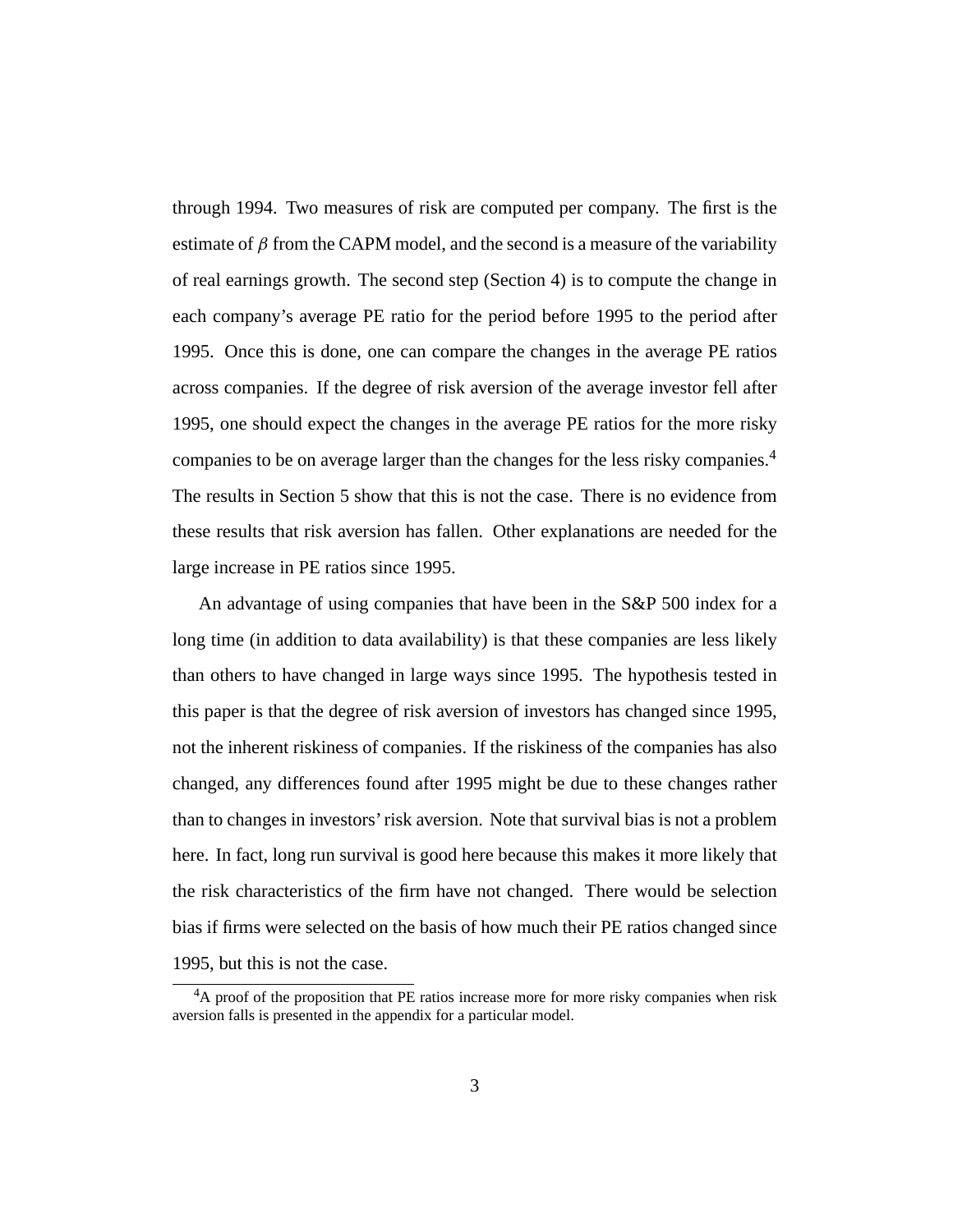through 1994. Two measures of risk are computed per company. The first is the estimate of $\beta$ from the CAPM model, and the second is a measure of the variability of real earnings growth. The second step (Section 4) is to compute the change in each company's average PE ratio for the period before 1995 to the period after 1995. Once this is done, one can compare the changes in the average PE ratios across companies. If the degree of risk aversion of the average investor fell after 1995, one should expect the changes in the average PE ratios for the more risky companies to be on average larger than the changes for the less risky companies.[4] The results in Section 5 show that this is not the case. There is no evidence from these results that risk aversion has fallen. Other explanations are needed for the large increase in PE ratios since 1995.

An advantage of using companies that have been in the S&P 500 index for a long time (in addition to data availability) is that these companies are less likely than others to have changed in large ways since 1995. The hypothesis tested in this paper is that the degree of risk aversion of investors has changed since 1995, not the inherent riskiness of companies. If the riskiness of the companies has also changed, any differences found after 1995 might be due to these changes rather than to changes in investors' risk aversion. Note that survival bias is not a problem here. In fact, long run survival is good here because this makes it more likely that the risk characteristics of the firm have not changed. There would be selection bias if firms were selected on the basis of how much their PE ratios changed since 1995, but this is not the case.

[4]A proof of the proposition that PE ratios increase more for more risky companies when risk aversion falls is presented in the appendix for a particular model.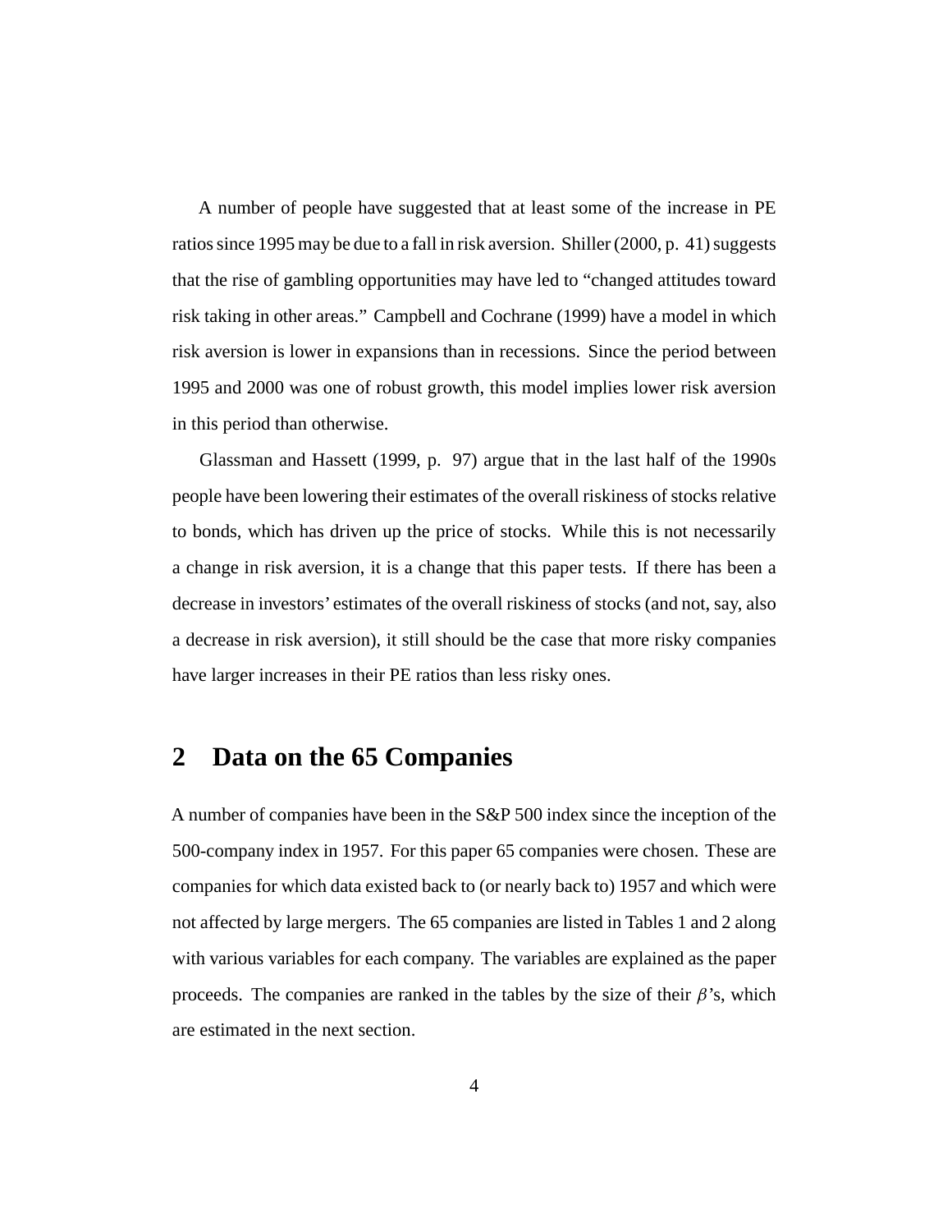A number of people have suggested that at least some of the increase in PE ratios since 1995 may be due to a fall in risk aversion. Shiller (2000, p. 41) suggests that the rise of gambling opportunities may have led to "changed attitudes toward risk taking in other areas." Campbell and Cochrane (1999) have a model in which risk aversion is lower in expansions than in recessions. Since the period between 1995 and 2000 was one of robust growth, this model implies lower risk aversion in this period than otherwise.

Glassman and Hassett (1999, p. 97) argue that in the last half of the 1990s people have been lowering their estimates of the overall riskiness of stocks relative to bonds, which has driven up the price of stocks. While this is not necessarily a change in risk aversion, it is a change that this paper tests. If there has been a decrease in investors' estimates of the overall riskiness of stocks (and not, say, also a decrease in risk aversion), it still should be the case that more risky companies have larger increases in their PE ratios than less risky ones.

## 2 Data on the 65 Companies

A number of companies have been in the S&P 500 index since the inception of the 500-company index in 1957. For this paper 65 companies were chosen. These are companies for which data existed back to (or nearly back to) 1957 and which were not affected by large mergers. The 65 companies are listed in Tables 1 and 2 along with various variables for each company. The variables are explained as the paper proceeds. The companies are ranked in the tables by the size of their $\beta$'s, which are estimated in the next section.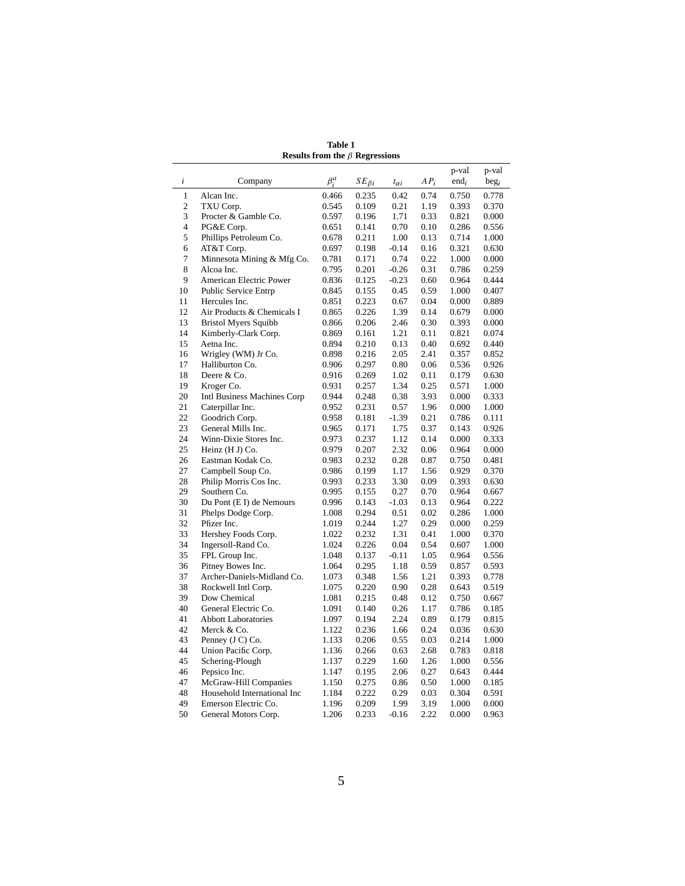**Table 1**
**Results from the $\beta$ Regressions**

| $i$ | Company | $\beta_i^a$ | $SE_{\beta i}$ | $t_{\alpha i}$ | $AP_i$ | p-val end$_i$ | p-val beg$_i$ |
|---|---|---|---|---|---|---|---|
| 1 | Alcan Inc. | 0.466 | 0.235 | 0.42 | 0.74 | 0.750 | 0.778 |
| 2 | TXU Corp. | 0.545 | 0.109 | 0.21 | 1.19 | 0.393 | 0.370 |
| 3 | Procter & Gamble Co. | 0.597 | 0.196 | 1.71 | 0.33 | 0.821 | 0.000 |
| 4 | PG&E Corp. | 0.651 | 0.141 | 0.70 | 0.10 | 0.286 | 0.556 |
| 5 | Phillips Petroleum Co. | 0.678 | 0.211 | 1.00 | 0.13 | 0.714 | 1.000 |
| 6 | AT&T Corp. | 0.697 | 0.198 | -0.14 | 0.16 | 0.321 | 0.630 |
| 7 | Minnesota Mining & Mfg Co. | 0.781 | 0.171 | 0.74 | 0.22 | 1.000 | 0.000 |
| 8 | Alcoa Inc. | 0.795 | 0.201 | -0.26 | 0.31 | 0.786 | 0.259 |
| 9 | American Electric Power | 0.836 | 0.125 | -0.23 | 0.60 | 0.964 | 0.444 |
| 10 | Public Service Entrp | 0.845 | 0.155 | 0.45 | 0.59 | 1.000 | 0.407 |
| 11 | Hercules Inc. | 0.851 | 0.223 | 0.67 | 0.04 | 0.000 | 0.889 |
| 12 | Air Products & Chemicals I | 0.865 | 0.226 | 1.39 | 0.14 | 0.679 | 0.000 |
| 13 | Bristol Myers Squibb | 0.866 | 0.206 | 2.46 | 0.30 | 0.393 | 0.000 |
| 14 | Kimberly-Clark Corp. | 0.869 | 0.161 | 1.21 | 0.11 | 0.821 | 0.074 |
| 15 | Aetna Inc. | 0.894 | 0.210 | 0.13 | 0.40 | 0.692 | 0.440 |
| 16 | Wrigley (WM) Jr Co. | 0.898 | 0.216 | 2.05 | 2.41 | 0.357 | 0.852 |
| 17 | Halliburton Co. | 0.906 | 0.297 | 0.80 | 0.06 | 0.536 | 0.926 |
| 18 | Deere & Co. | 0.916 | 0.269 | 1.02 | 0.11 | 0.179 | 0.630 |
| 19 | Kroger Co. | 0.931 | 0.257 | 1.34 | 0.25 | 0.571 | 1.000 |
| 20 | Intl Business Machines Corp | 0.944 | 0.248 | 0.38 | 3.93 | 0.000 | 0.333 |
| 21 | Caterpillar Inc. | 0.952 | 0.231 | 0.57 | 1.96 | 0.000 | 1.000 |
| 22 | Goodrich Corp. | 0.958 | 0.181 | -1.39 | 0.21 | 0.786 | 0.111 |
| 23 | General Mills Inc. | 0.965 | 0.171 | 1.75 | 0.37 | 0.143 | 0.926 |
| 24 | Winn-Dixie Stores Inc. | 0.973 | 0.237 | 1.12 | 0.14 | 0.000 | 0.333 |
| 25 | Heinz (H J) Co. | 0.979 | 0.207 | 2.32 | 0.06 | 0.964 | 0.000 |
| 26 | Eastman Kodak Co. | 0.983 | 0.232 | 0.28 | 0.87 | 0.750 | 0.481 |
| 27 | Campbell Soup Co. | 0.986 | 0.199 | 1.17 | 1.56 | 0.929 | 0.370 |
| 28 | Philip Morris Cos Inc. | 0.993 | 0.233 | 3.30 | 0.09 | 0.393 | 0.630 |
| 29 | Southern Co. | 0.995 | 0.155 | 0.27 | 0.70 | 0.964 | 0.667 |
| 30 | Du Pont (E I) de Nemours | 0.996 | 0.143 | -1.03 | 0.13 | 0.964 | 0.222 |
| 31 | Phelps Dodge Corp. | 1.008 | 0.294 | 0.51 | 0.02 | 0.286 | 1.000 |
| 32 | Pfizer Inc. | 1.019 | 0.244 | 1.27 | 0.29 | 0.000 | 0.259 |
| 33 | Hershey Foods Corp. | 1.022 | 0.232 | 1.31 | 0.41 | 1.000 | 0.370 |
| 34 | Ingersoll-Rand Co. | 1.024 | 0.226 | 0.04 | 0.54 | 0.607 | 1.000 |
| 35 | FPL Group Inc. | 1.048 | 0.137 | -0.11 | 1.05 | 0.964 | 0.556 |
| 36 | Pitney Bowes Inc. | 1.064 | 0.295 | 1.18 | 0.59 | 0.857 | 0.593 |
| 37 | Archer-Daniels-Midland Co. | 1.073 | 0.348 | 1.56 | 1.21 | 0.393 | 0.778 |
| 38 | Rockwell Intl Corp. | 1.075 | 0.220 | 0.90 | 0.28 | 0.643 | 0.519 |
| 39 | Dow Chemical | 1.081 | 0.215 | 0.48 | 0.12 | 0.750 | 0.667 |
| 40 | General Electric Co. | 1.091 | 0.140 | 0.26 | 1.17 | 0.786 | 0.185 |
| 41 | Abbott Laboratories | 1.097 | 0.194 | 2.24 | 0.89 | 0.179 | 0.815 |
| 42 | Merck & Co. | 1.122 | 0.236 | 1.66 | 0.24 | 0.036 | 0.630 |
| 43 | Penney (J C) Co. | 1.133 | 0.206 | 0.55 | 0.03 | 0.214 | 1.000 |
| 44 | Union Pacific Corp. | 1.136 | 0.266 | 0.63 | 2.68 | 0.783 | 0.818 |
| 45 | Schering-Plough | 1.137 | 0.229 | 1.60 | 1.26 | 1.000 | 0.556 |
| 46 | Pepsico Inc. | 1.147 | 0.195 | 2.06 | 0.27 | 0.643 | 0.444 |
| 47 | McGraw-Hill Companies | 1.150 | 0.275 | 0.86 | 0.50 | 1.000 | 0.185 |
| 48 | Household International Inc | 1.184 | 0.222 | 0.29 | 0.03 | 0.304 | 0.591 |
| 49 | Emerson Electric Co. | 1.196 | 0.209 | 1.99 | 3.19 | 1.000 | 0.000 |
| 50 | General Motors Corp. | 1.206 | 0.233 | -0.16 | 2.22 | 0.000 | 0.963 |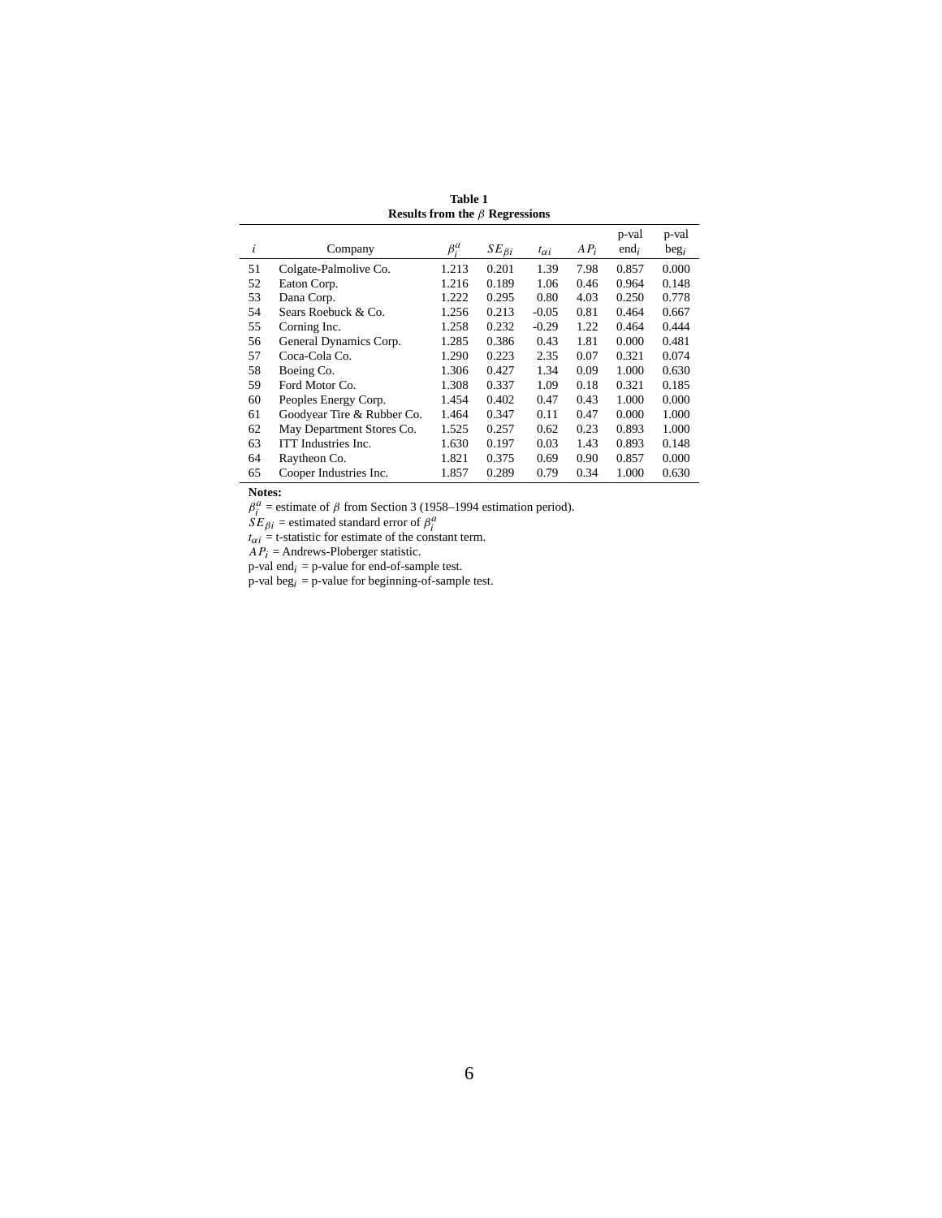**Table 1**
**Results from the $\beta$ Regressions**

| $i$ | Company | $\beta_i^a$ | $SE_{\beta i}$ | $t_{\alpha i}$ | $AP_i$ | p-val end$_i$ | p-val beg$_i$ |
|---|---|---|---|---|---|---|---|
| 51 | Colgate-Palmolive Co. | 1.213 | 0.201 | 1.39 | 7.98 | 0.857 | 0.000 |
| 52 | Eaton Corp. | 1.216 | 0.189 | 1.06 | 0.46 | 0.964 | 0.148 |
| 53 | Dana Corp. | 1.222 | 0.295 | 0.80 | 4.03 | 0.250 | 0.778 |
| 54 | Sears Roebuck & Co. | 1.256 | 0.213 | -0.05 | 0.81 | 0.464 | 0.667 |
| 55 | Corning Inc. | 1.258 | 0.232 | -0.29 | 1.22 | 0.464 | 0.444 |
| 56 | General Dynamics Corp. | 1.285 | 0.386 | 0.43 | 1.81 | 0.000 | 0.481 |
| 57 | Coca-Cola Co. | 1.290 | 0.223 | 2.35 | 0.07 | 0.321 | 0.074 |
| 58 | Boeing Co. | 1.306 | 0.427 | 1.34 | 0.09 | 1.000 | 0.630 |
| 59 | Ford Motor Co. | 1.308 | 0.337 | 1.09 | 0.18 | 0.321 | 0.185 |
| 60 | Peoples Energy Corp. | 1.454 | 0.402 | 0.47 | 0.43 | 1.000 | 0.000 |
| 61 | Goodyear Tire & Rubber Co. | 1.464 | 0.347 | 0.11 | 0.47 | 0.000 | 1.000 |
| 62 | May Department Stores Co. | 1.525 | 0.257 | 0.62 | 0.23 | 0.893 | 1.000 |
| 63 | ITT Industries Inc. | 1.630 | 0.197 | 0.03 | 1.43 | 0.893 | 0.148 |
| 64 | Raytheon Co. | 1.821 | 0.375 | 0.69 | 0.90 | 0.857 | 0.000 |
| 65 | Cooper Industries Inc. | 1.857 | 0.289 | 0.79 | 0.34 | 1.000 | 0.630 |

**Notes:**
$\beta_i^a$ = estimate of $\beta$ from Section 3 (1958–1994 estimation period).
$SE_{\beta i}$ = estimated standard error of $\beta_i^a$
$t_{\alpha i}$ = t-statistic for estimate of the constant term.
$AP_i$ = Andrews-Ploberger statistic.
p-val end$_i$ = p-value for end-of-sample test.
p-val beg$_i$ = p-value for beginning-of-sample test.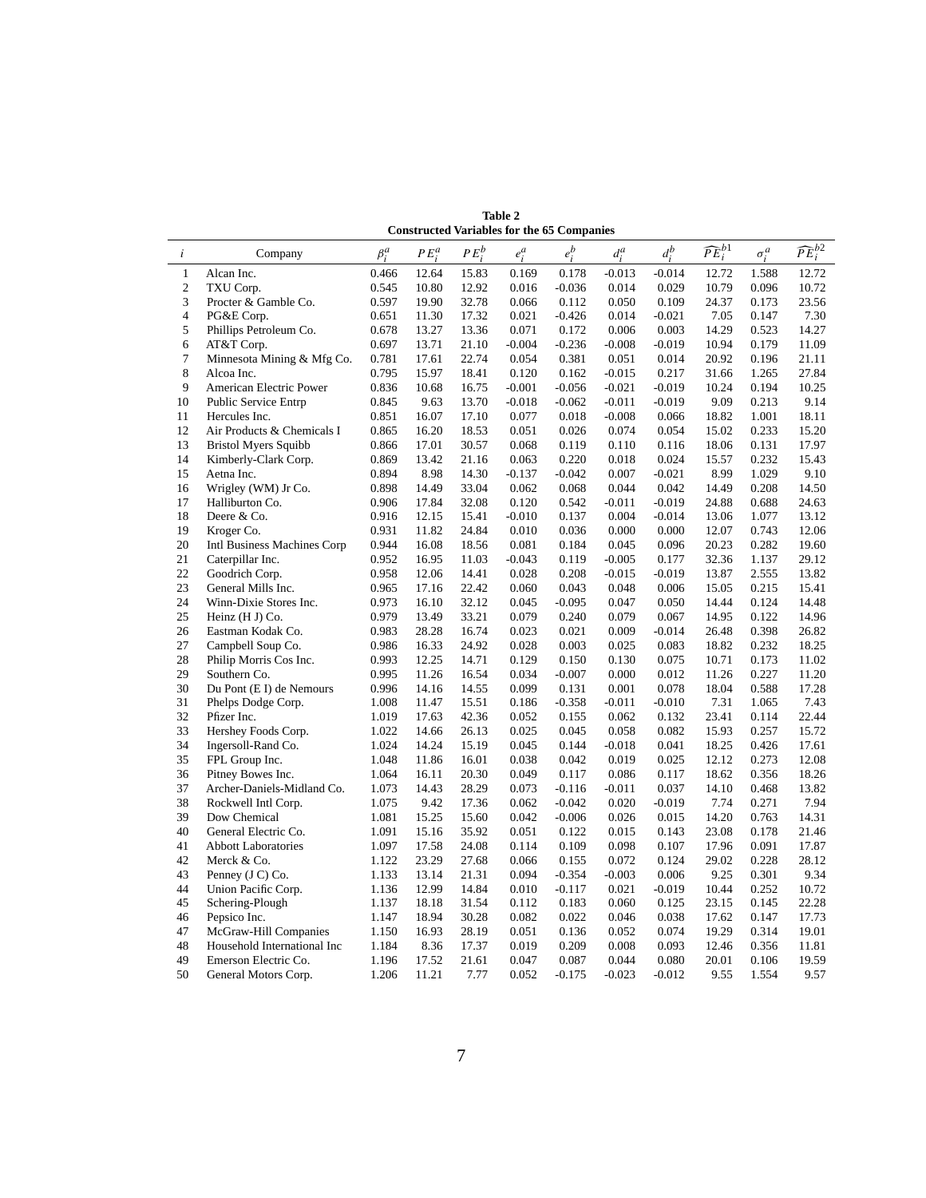**Table 2**
**Constructed Variables for the 65 Companies**

| $i$ | Company | $\beta_i^a$ | $PE_i^a$ | $PE_i^b$ | $e_i^a$ | $e_i^b$ | $d_i^a$ | $d_i^b$ | $\widehat{PE}_i^{b1}$ | $\sigma_i^a$ | $\widehat{PE}_i^{b2}$ |
|---|---|---|---|---|---|---|---|---|---|---|---|
| 1 | Alcan Inc. | 0.466 | 12.64 | 15.83 | 0.169 | 0.178 | -0.013 | -0.014 | 12.72 | 1.588 | 12.72 |
| 2 | TXU Corp. | 0.545 | 10.80 | 12.92 | 0.016 | -0.036 | 0.014 | 0.029 | 10.79 | 0.096 | 10.72 |
| 3 | Procter & Gamble Co. | 0.597 | 19.90 | 32.78 | 0.066 | 0.112 | 0.050 | 0.109 | 24.37 | 0.173 | 23.56 |
| 4 | PG&E Corp. | 0.651 | 11.30 | 17.32 | 0.021 | -0.426 | 0.014 | -0.021 | 7.05 | 0.147 | 7.30 |
| 5 | Phillips Petroleum Co. | 0.678 | 13.27 | 13.36 | 0.071 | 0.172 | 0.006 | 0.003 | 14.29 | 0.523 | 14.27 |
| 6 | AT&T Corp. | 0.697 | 13.71 | 21.10 | -0.004 | -0.236 | -0.008 | -0.019 | 10.94 | 0.179 | 11.09 |
| 7 | Minnesota Mining & Mfg Co. | 0.781 | 17.61 | 22.74 | 0.054 | 0.381 | 0.051 | 0.014 | 20.92 | 0.196 | 21.11 |
| 8 | Alcoa Inc. | 0.795 | 15.97 | 18.41 | 0.120 | 0.162 | -0.015 | 0.217 | 31.66 | 1.265 | 27.84 |
| 9 | American Electric Power | 0.836 | 10.68 | 16.75 | -0.001 | -0.056 | -0.021 | -0.019 | 10.24 | 0.194 | 10.25 |
| 10 | Public Service Entrp | 0.845 | 9.63 | 13.70 | -0.018 | -0.062 | -0.011 | -0.019 | 9.09 | 0.213 | 9.14 |
| 11 | Hercules Inc. | 0.851 | 16.07 | 17.10 | 0.077 | 0.018 | -0.008 | 0.066 | 18.82 | 1.001 | 18.11 |
| 12 | Air Products & Chemicals I | 0.865 | 16.20 | 18.53 | 0.051 | 0.026 | 0.074 | 0.054 | 15.02 | 0.233 | 15.20 |
| 13 | Bristol Myers Squibb | 0.866 | 17.01 | 30.57 | 0.068 | 0.119 | 0.110 | 0.116 | 18.06 | 0.131 | 17.97 |
| 14 | Kimberly-Clark Corp. | 0.869 | 13.42 | 21.16 | 0.063 | 0.220 | 0.018 | 0.024 | 15.57 | 0.232 | 15.43 |
| 15 | Aetna Inc. | 0.894 | 8.98 | 14.30 | -0.137 | -0.042 | 0.007 | -0.021 | 8.99 | 1.029 | 9.10 |
| 16 | Wrigley (WM) Jr Co. | 0.898 | 14.49 | 33.04 | 0.062 | 0.068 | 0.044 | 0.042 | 14.49 | 0.208 | 14.50 |
| 17 | Halliburton Co. | 0.906 | 17.84 | 32.08 | 0.120 | 0.542 | -0.011 | -0.019 | 24.88 | 0.688 | 24.63 |
| 18 | Deere & Co. | 0.916 | 12.15 | 15.41 | -0.010 | 0.137 | 0.004 | -0.014 | 13.06 | 1.077 | 13.12 |
| 19 | Kroger Co. | 0.931 | 11.82 | 24.84 | 0.010 | 0.036 | 0.000 | 0.000 | 12.07 | 0.743 | 12.06 |
| 20 | Intl Business Machines Corp | 0.944 | 16.08 | 18.56 | 0.081 | 0.184 | 0.045 | 0.096 | 20.23 | 0.282 | 19.60 |
| 21 | Caterpillar Inc. | 0.952 | 16.95 | 11.03 | -0.043 | 0.119 | -0.005 | 0.177 | 32.36 | 1.137 | 29.12 |
| 22 | Goodrich Corp. | 0.958 | 12.06 | 14.41 | 0.028 | 0.208 | -0.015 | -0.019 | 13.87 | 2.555 | 13.82 |
| 23 | General Mills Inc. | 0.965 | 17.16 | 22.42 | 0.060 | 0.043 | 0.048 | 0.006 | 15.05 | 0.215 | 15.41 |
| 24 | Winn-Dixie Stores Inc. | 0.973 | 16.10 | 32.12 | 0.045 | -0.095 | 0.047 | 0.050 | 14.44 | 0.124 | 14.48 |
| 25 | Heinz (H J) Co. | 0.979 | 13.49 | 33.21 | 0.079 | 0.240 | 0.079 | 0.067 | 14.95 | 0.122 | 14.96 |
| 26 | Eastman Kodak Co. | 0.983 | 28.28 | 16.74 | 0.023 | 0.021 | 0.009 | -0.014 | 26.48 | 0.398 | 26.82 |
| 27 | Campbell Soup Co. | 0.986 | 16.33 | 24.92 | 0.028 | 0.003 | 0.025 | 0.083 | 18.82 | 0.232 | 18.25 |
| 28 | Philip Morris Cos Inc. | 0.993 | 12.25 | 14.71 | 0.129 | 0.150 | 0.130 | 0.075 | 10.71 | 0.173 | 11.02 |
| 29 | Southern Co. | 0.995 | 11.26 | 16.54 | 0.034 | -0.007 | 0.000 | 0.012 | 11.26 | 0.227 | 11.20 |
| 30 | Du Pont (E I) de Nemours | 0.996 | 14.16 | 14.55 | 0.099 | 0.131 | 0.001 | 0.078 | 18.04 | 0.588 | 17.28 |
| 31 | Phelps Dodge Corp. | 1.008 | 11.47 | 15.51 | 0.186 | -0.358 | -0.011 | -0.010 | 7.31 | 1.065 | 7.43 |
| 32 | Pfizer Inc. | 1.019 | 17.63 | 42.36 | 0.052 | 0.155 | 0.062 | 0.132 | 23.41 | 0.114 | 22.44 |
| 33 | Hershey Foods Corp. | 1.022 | 14.66 | 26.13 | 0.025 | 0.045 | 0.058 | 0.082 | 15.93 | 0.257 | 15.72 |
| 34 | Ingersoll-Rand Co. | 1.024 | 14.24 | 15.19 | 0.045 | 0.144 | -0.018 | 0.041 | 18.25 | 0.426 | 17.61 |
| 35 | FPL Group Inc. | 1.048 | 11.86 | 16.01 | 0.038 | 0.042 | 0.019 | 0.025 | 12.12 | 0.273 | 12.08 |
| 36 | Pitney Bowes Inc. | 1.064 | 16.11 | 20.30 | 0.049 | 0.117 | 0.086 | 0.117 | 18.62 | 0.356 | 18.26 |
| 37 | Archer-Daniels-Midland Co. | 1.073 | 14.43 | 28.29 | 0.073 | -0.116 | -0.011 | 0.037 | 14.10 | 0.468 | 13.82 |
| 38 | Rockwell Intl Corp. | 1.075 | 9.42 | 17.36 | 0.062 | -0.042 | 0.020 | -0.019 | 7.74 | 0.271 | 7.94 |
| 39 | Dow Chemical | 1.081 | 15.25 | 15.60 | 0.042 | -0.006 | 0.026 | 0.015 | 14.20 | 0.763 | 14.31 |
| 40 | General Electric Co. | 1.091 | 15.16 | 35.92 | 0.051 | 0.122 | 0.015 | 0.143 | 23.08 | 0.178 | 21.46 |
| 41 | Abbott Laboratories | 1.097 | 17.58 | 24.08 | 0.114 | 0.109 | 0.098 | 0.107 | 17.96 | 0.091 | 17.87 |
| 42 | Merck & Co. | 1.122 | 23.29 | 27.68 | 0.066 | 0.155 | 0.072 | 0.124 | 29.02 | 0.228 | 28.12 |
| 43 | Penney (J C) Co. | 1.133 | 13.14 | 21.31 | 0.094 | -0.354 | -0.003 | 0.006 | 9.25 | 0.301 | 9.34 |
| 44 | Union Pacific Corp. | 1.136 | 12.99 | 14.84 | 0.010 | -0.117 | 0.021 | -0.019 | 10.44 | 0.252 | 10.72 |
| 45 | Schering-Plough | 1.137 | 18.18 | 31.54 | 0.112 | 0.183 | 0.060 | 0.125 | 23.15 | 0.145 | 22.28 |
| 46 | Pepsico Inc. | 1.147 | 18.94 | 30.28 | 0.082 | 0.022 | 0.046 | 0.038 | 17.62 | 0.147 | 17.73 |
| 47 | McGraw-Hill Companies | 1.150 | 16.93 | 28.19 | 0.051 | 0.136 | 0.052 | 0.074 | 19.29 | 0.314 | 19.01 |
| 48 | Household International Inc | 1.184 | 8.36 | 17.37 | 0.019 | 0.209 | 0.008 | 0.093 | 12.46 | 0.356 | 11.81 |
| 49 | Emerson Electric Co. | 1.196 | 17.52 | 21.61 | 0.047 | 0.087 | 0.044 | 0.080 | 20.01 | 0.106 | 19.59 |
| 50 | General Motors Corp. | 1.206 | 11.21 | 7.77 | 0.052 | -0.175 | -0.023 | -0.012 | 9.55 | 1.554 | 9.57 |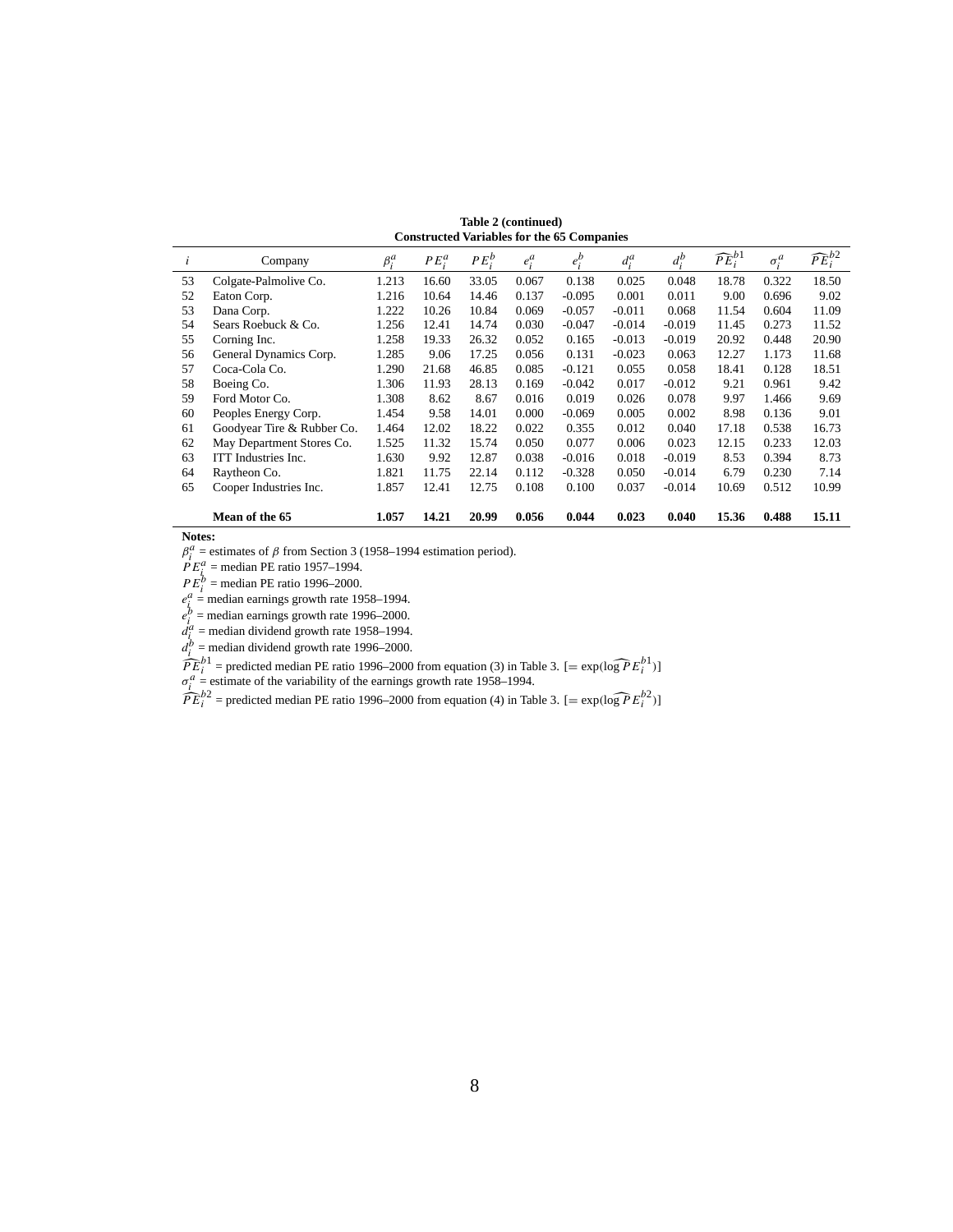**Table 2 (continued)**
**Constructed Variables for the 65 Companies**

| $i$ | Company | $\beta_i^a$ | $PE_i^a$ | $PE_i^b$ | $e_i^a$ | $e_i^b$ | $d_i^a$ | $d_i^b$ | $\widehat{PE}_i^{b1}$ | $\sigma_i^a$ | $\widehat{PE}_i^{b2}$ |
|---|---|---|---|---|---|---|---|---|---|---|---|
| 53 | Colgate-Palmolive Co. | 1.213 | 16.60 | 33.05 | 0.067 | 0.138 | 0.025 | 0.048 | 18.78 | 0.322 | 18.50 |
| 52 | Eaton Corp. | 1.216 | 10.64 | 14.46 | 0.137 | -0.095 | 0.001 | 0.011 | 9.00 | 0.696 | 9.02 |
| 53 | Dana Corp. | 1.222 | 10.26 | 10.84 | 0.069 | -0.057 | -0.011 | 0.068 | 11.54 | 0.604 | 11.09 |
| 54 | Sears Roebuck & Co. | 1.256 | 12.41 | 14.74 | 0.030 | -0.047 | -0.014 | -0.019 | 11.45 | 0.273 | 11.52 |
| 55 | Corning Inc. | 1.258 | 19.33 | 26.32 | 0.052 | 0.165 | -0.013 | -0.019 | 20.92 | 0.448 | 20.90 |
| 56 | General Dynamics Corp. | 1.285 | 9.06 | 17.25 | 0.056 | 0.131 | -0.023 | 0.063 | 12.27 | 1.173 | 11.68 |
| 57 | Coca-Cola Co. | 1.290 | 21.68 | 46.85 | 0.085 | -0.121 | 0.055 | 0.058 | 18.41 | 0.128 | 18.51 |
| 58 | Boeing Co. | 1.306 | 11.93 | 28.13 | 0.169 | -0.042 | 0.017 | -0.012 | 9.21 | 0.961 | 9.42 |
| 59 | Ford Motor Co. | 1.308 | 8.62 | 8.67 | 0.016 | 0.019 | 0.026 | 0.078 | 9.97 | 1.466 | 9.69 |
| 60 | Peoples Energy Corp. | 1.454 | 9.58 | 14.01 | 0.000 | -0.069 | 0.005 | 0.002 | 8.98 | 0.136 | 9.01 |
| 61 | Goodyear Tire & Rubber Co. | 1.464 | 12.02 | 18.22 | 0.022 | 0.355 | 0.012 | 0.040 | 17.18 | 0.538 | 16.73 |
| 62 | May Department Stores Co. | 1.525 | 11.32 | 15.74 | 0.050 | 0.077 | 0.006 | 0.023 | 12.15 | 0.233 | 12.03 |
| 63 | ITT Industries Inc. | 1.630 | 9.92 | 12.87 | 0.038 | -0.016 | 0.018 | -0.019 | 8.53 | 0.394 | 8.73 |
| 64 | Raytheon Co. | 1.821 | 11.75 | 22.14 | 0.112 | -0.328 | 0.050 | -0.014 | 6.79 | 0.230 | 7.14 |
| 65 | Cooper Industries Inc. | 1.857 | 12.41 | 12.75 | 0.108 | 0.100 | 0.037 | -0.014 | 10.69 | 0.512 | 10.99 |
| | **Mean of the 65** | **1.057** | **14.21** | **20.99** | **0.056** | **0.044** | **0.023** | **0.040** | **15.36** | **0.488** | **15.11** |

**Notes:**

$\beta_i^a$ = estimates of $\beta$ from Section 3 (1958–1994 estimation period).
$PE_i^a$ = median PE ratio 1957–1994.
$PE_i^b$ = median PE ratio 1996–2000.
$e_i^a$ = median earnings growth rate 1958–1994.
$e_i^b$ = median earnings growth rate 1996–2000.
$d_i^a$ = median dividend growth rate 1958–1994.
$d_i^b$ = median dividend growth rate 1996–2000.
$\widehat{PE}_i^{b1}$ = predicted median PE ratio 1996–2000 from equation (3) in Table 3. [= $\exp(\widehat{\log PE_i^{b1}})$]
$\sigma_i^a$ = estimate of the variability of the earnings growth rate 1958–1994.
$\widehat{PE}_i^{b2}$ = predicted median PE ratio 1996–2000 from equation (4) in Table 3. [= $\exp(\widehat{\log PE_i^{b2}})$]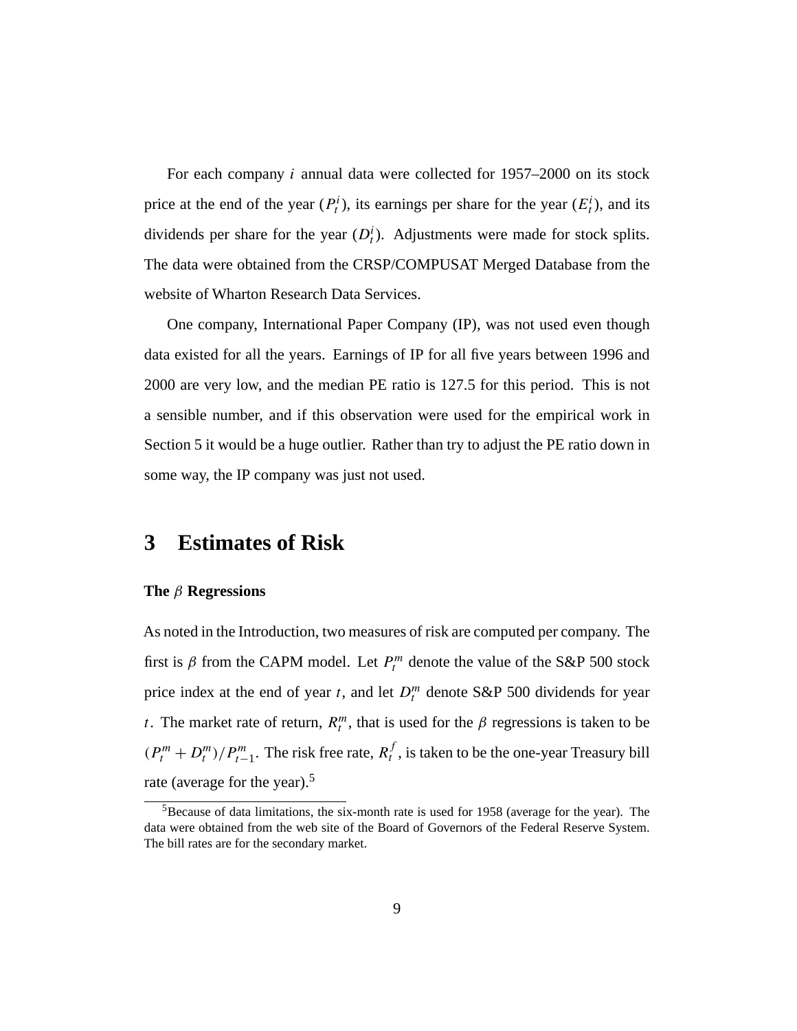For each company $i$ annual data were collected for 1957–2000 on its stock price at the end of the year ($P_t^i$), its earnings per share for the year ($E_t^i$), and its dividends per share for the year ($D_t^i$). Adjustments were made for stock splits. The data were obtained from the CRSP/COMPUSAT Merged Database from the website of Wharton Research Data Services.

One company, International Paper Company (IP), was not used even though data existed for all the years. Earnings of IP for all five years between 1996 and 2000 are very low, and the median PE ratio is 127.5 for this period. This is not a sensible number, and if this observation were used for the empirical work in Section 5 it would be a huge outlier. Rather than try to adjust the PE ratio down in some way, the IP company was just not used.

# 3 Estimates of Risk

### The $\beta$ Regressions

As noted in the Introduction, two measures of risk are computed per company. The first is $\beta$ from the CAPM model. Let $P_t^m$ denote the value of the S&P 500 stock price index at the end of year $t$, and let $D_t^m$ denote S&P 500 dividends for year $t$. The market rate of return, $R_t^m$, that is used for the $\beta$ regressions is taken to be $(P_t^m + D_t^m)/P_{t-1}^m$. The risk free rate, $R_t^f$, is taken to be the one-year Treasury bill rate (average for the year).[5]

[5]Because of data limitations, the six-month rate is used for 1958 (average for the year). The data were obtained from the web site of the Board of Governors of the Federal Reserve System. The bill rates are for the secondary market.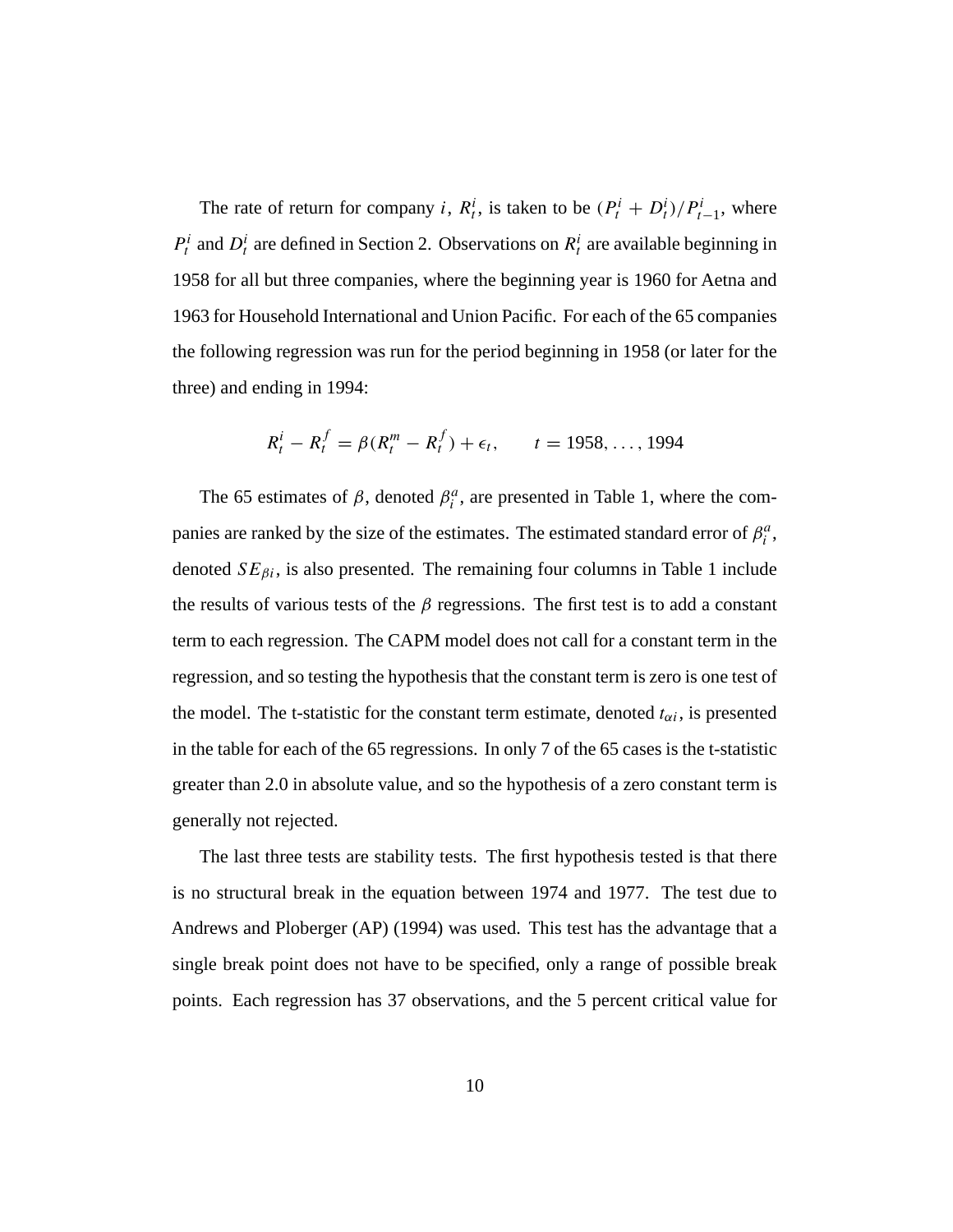The rate of return for company $i$, $R_t^i$, is taken to be $(P_t^i + D_t^i)/P_{t-1}^i$, where $P_t^i$ and $D_t^i$ are defined in Section 2. Observations on $R_t^i$ are available beginning in 1958 for all but three companies, where the beginning year is 1960 for Aetna and 1963 for Household International and Union Pacific. For each of the 65 companies the following regression was run for the period beginning in 1958 (or later for the three) and ending in 1994:

$$R_t^i - R_t^f = \beta(R_t^m - R_t^f) + \epsilon_t, \qquad t = 1958, \ldots, 1994$$

The 65 estimates of $\beta$, denoted $\beta_i^a$, are presented in Table 1, where the companies are ranked by the size of the estimates. The estimated standard error of $\beta_i^a$, denoted $SE_{\beta i}$, is also presented. The remaining four columns in Table 1 include the results of various tests of the $\beta$ regressions. The first test is to add a constant term to each regression. The CAPM model does not call for a constant term in the regression, and so testing the hypothesis that the constant term is zero is one test of the model. The t-statistic for the constant term estimate, denoted $t_{\alpha i}$, is presented in the table for each of the 65 regressions. In only 7 of the 65 cases is the t-statistic greater than 2.0 in absolute value, and so the hypothesis of a zero constant term is generally not rejected.

The last three tests are stability tests. The first hypothesis tested is that there is no structural break in the equation between 1974 and 1977. The test due to Andrews and Ploberger (AP) (1994) was used. This test has the advantage that a single break point does not have to be specified, only a range of possible break points. Each regression has 37 observations, and the 5 percent critical value for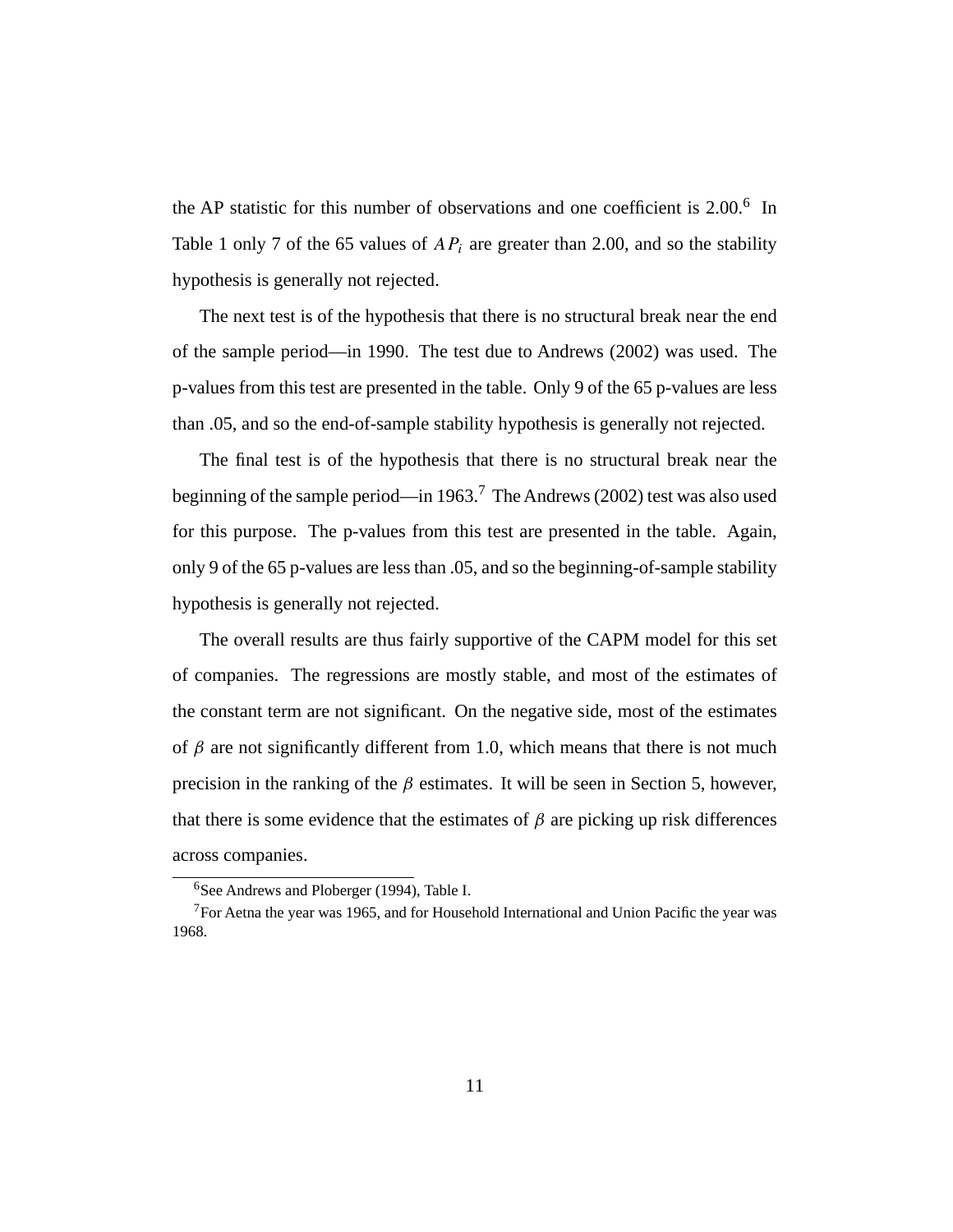the AP statistic for this number of observations and one coefficient is 2.00.[6] In Table 1 only 7 of the 65 values of $AP_i$ are greater than 2.00, and so the stability hypothesis is generally not rejected.

The next test is of the hypothesis that there is no structural break near the end of the sample period—in 1990. The test due to Andrews (2002) was used. The p-values from this test are presented in the table. Only 9 of the 65 p-values are less than .05, and so the end-of-sample stability hypothesis is generally not rejected.

The final test is of the hypothesis that there is no structural break near the beginning of the sample period—in 1963.[7] The Andrews (2002) test was also used for this purpose. The p-values from this test are presented in the table. Again, only 9 of the 65 p-values are less than .05, and so the beginning-of-sample stability hypothesis is generally not rejected.

The overall results are thus fairly supportive of the CAPM model for this set of companies. The regressions are mostly stable, and most of the estimates of the constant term are not significant. On the negative side, most of the estimates of $\beta$ are not significantly different from 1.0, which means that there is not much precision in the ranking of the $\beta$ estimates. It will be seen in Section 5, however, that there is some evidence that the estimates of $\beta$ are picking up risk differences across companies.

---

[6] See Andrews and Ploberger (1994), Table I.

[7] For Aetna the year was 1965, and for Household International and Union Pacific the year was 1968.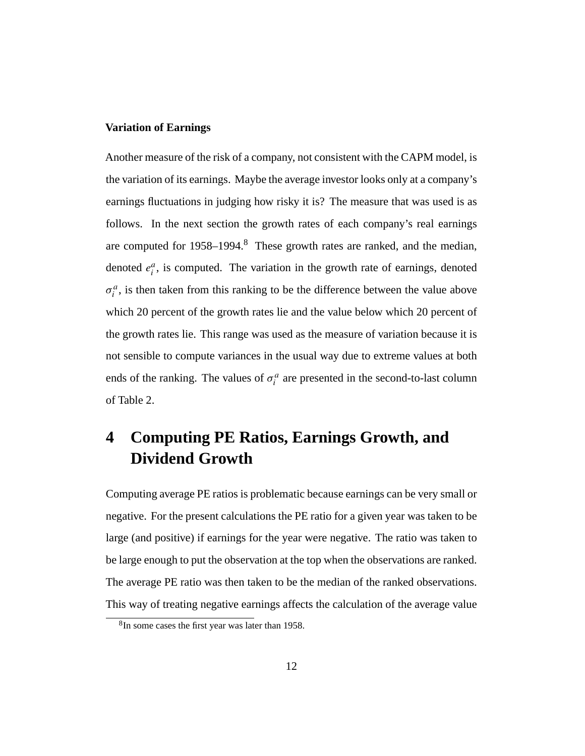**Variation of Earnings**

Another measure of the risk of a company, not consistent with the CAPM model, is the variation of its earnings. Maybe the average investor looks only at a company's earnings fluctuations in judging how risky it is? The measure that was used is as follows. In the next section the growth rates of each company's real earnings are computed for 1958–1994.[8] These growth rates are ranked, and the median, denoted $e_i^a$, is computed. The variation in the growth rate of earnings, denoted $\sigma_i^a$, is then taken from this ranking to be the difference between the value above which 20 percent of the growth rates lie and the value below which 20 percent of the growth rates lie. This range was used as the measure of variation because it is not sensible to compute variances in the usual way due to extreme values at both ends of the ranking. The values of $\sigma_i^a$ are presented in the second-to-last column of Table 2.

# 4 Computing PE Ratios, Earnings Growth, and Dividend Growth

Computing average PE ratios is problematic because earnings can be very small or negative. For the present calculations the PE ratio for a given year was taken to be large (and positive) if earnings for the year were negative. The ratio was taken to be large enough to put the observation at the top when the observations are ranked. The average PE ratio was then taken to be the median of the ranked observations. This way of treating negative earnings affects the calculation of the average value

[8] In some cases the first year was later than 1958.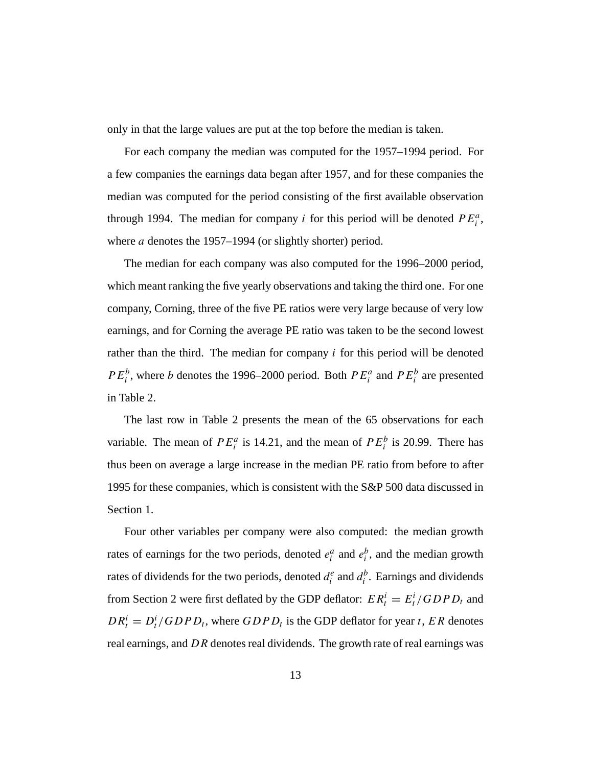only in that the large values are put at the top before the median is taken.

For each company the median was computed for the 1957–1994 period. For a few companies the earnings data began after 1957, and for these companies the median was computed for the period consisting of the first available observation through 1994. The median for company $i$ for this period will be denoted $PE_i^a$, where $a$ denotes the 1957–1994 (or slightly shorter) period.

The median for each company was also computed for the 1996–2000 period, which meant ranking the five yearly observations and taking the third one. For one company, Corning, three of the five PE ratios were very large because of very low earnings, and for Corning the average PE ratio was taken to be the second lowest rather than the third. The median for company $i$ for this period will be denoted $PE_i^b$, where $b$ denotes the 1996–2000 period. Both $PE_i^a$ and $PE_i^b$ are presented in Table 2.

The last row in Table 2 presents the mean of the 65 observations for each variable. The mean of $PE_i^a$ is 14.21, and the mean of $PE_i^b$ is 20.99. There has thus been on average a large increase in the median PE ratio from before to after 1995 for these companies, which is consistent with the S&P 500 data discussed in Section 1.

Four other variables per company were also computed: the median growth rates of earnings for the two periods, denoted $e_i^a$ and $e_i^b$, and the median growth rates of dividends for the two periods, denoted $d_i^e$ and $d_i^b$. Earnings and dividends from Section 2 were first deflated by the GDP deflator: $ER_t^i = E_t^i/GDPD_t$ and $DR_t^i = D_t^i/GDPD_t$, where $GDPD_t$ is the GDP deflator for year $t$, $ER$ denotes real earnings, and $DR$ denotes real dividends. The growth rate of real earnings was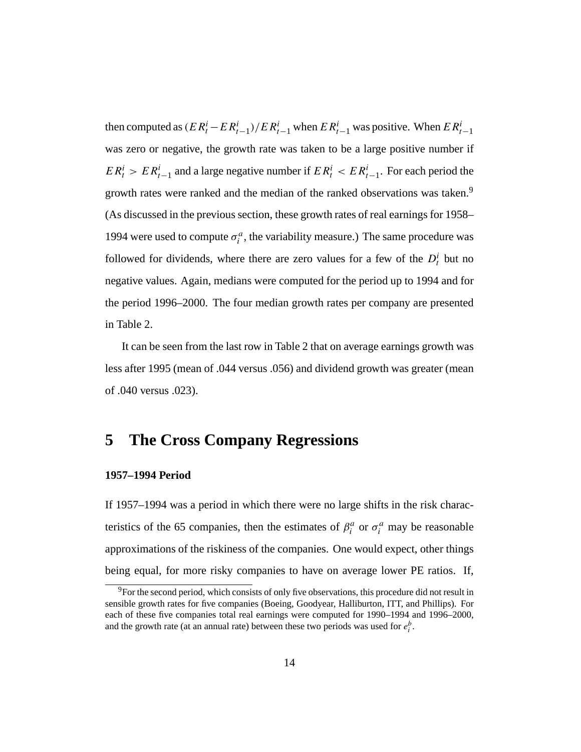then computed as $(ER_t^i - ER_{t-1}^i)/ER_{t-1}^i$ when $ER_{t-1}^i$ was positive. When $ER_{t-1}^i$ was zero or negative, the growth rate was taken to be a large positive number if $ER_t^i > ER_{t-1}^i$ and a large negative number if $ER_t^i < ER_{t-1}^i$. For each period the growth rates were ranked and the median of the ranked observations was taken.[9] (As discussed in the previous section, these growth rates of real earnings for 1958–1994 were used to compute $\sigma_i^a$, the variability measure.) The same procedure was followed for dividends, where there are zero values for a few of the $D_t^i$ but no negative values. Again, medians were computed for the period up to 1994 and for the period 1996–2000. The four median growth rates per company are presented in Table 2.

It can be seen from the last row in Table 2 that on average earnings growth was less after 1995 (mean of .044 versus .056) and dividend growth was greater (mean of .040 versus .023).

## 5 The Cross Company Regressions

**1957–1994 Period**

If 1957–1994 was a period in which there were no large shifts in the risk characteristics of the 65 companies, then the estimates of $\beta_i^a$ or $\sigma_i^a$ may be reasonable approximations of the riskiness of the companies. One would expect, other things being equal, for more risky companies to have on average lower PE ratios. If,

[9] For the second period, which consists of only five observations, this procedure did not result in sensible growth rates for five companies (Boeing, Goodyear, Halliburton, ITT, and Phillips). For each of these five companies total real earnings were computed for 1990–1994 and 1996–2000, and the growth rate (at an annual rate) between these two periods was used for $e_i^b$.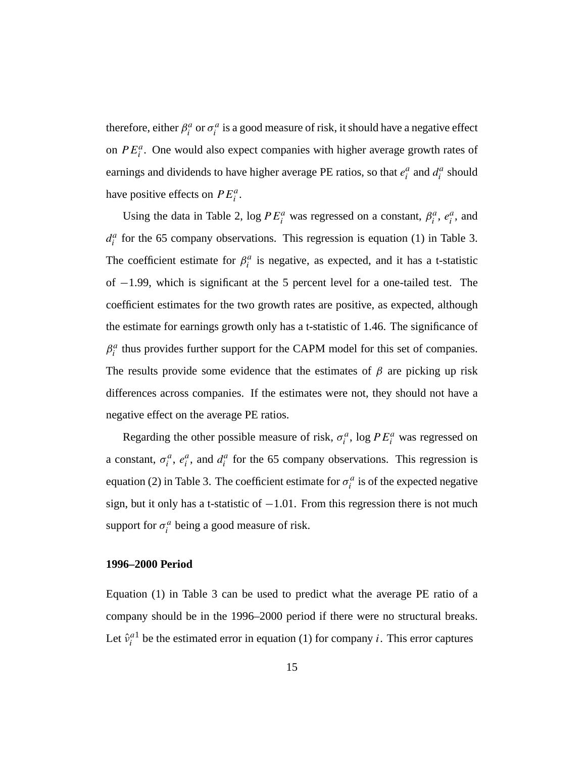therefore, either $\beta_i^a$ or $\sigma_i^a$ is a good measure of risk, it should have a negative effect on $PE_i^a$. One would also expect companies with higher average growth rates of earnings and dividends to have higher average PE ratios, so that $e_i^a$ and $d_i^a$ should have positive effects on $PE_i^a$.

Using the data in Table 2, log $PE_i^a$ was regressed on a constant, $\beta_i^a$, $e_i^a$, and $d_i^a$ for the 65 company observations. This regression is equation (1) in Table 3. The coefficient estimate for $\beta_i^a$ is negative, as expected, and it has a t-statistic of $-1.99$, which is significant at the 5 percent level for a one-tailed test. The coefficient estimates for the two growth rates are positive, as expected, although the estimate for earnings growth only has a t-statistic of 1.46. The significance of $\beta_i^a$ thus provides further support for the CAPM model for this set of companies. The results provide some evidence that the estimates of $\beta$ are picking up risk differences across companies. If the estimates were not, they should not have a negative effect on the average PE ratios.

Regarding the other possible measure of risk, $\sigma_i^a$, log $PE_i^a$ was regressed on a constant, $\sigma_i^a$, $e_i^a$, and $d_i^a$ for the 65 company observations. This regression is equation (2) in Table 3. The coefficient estimate for $\sigma_i^a$ is of the expected negative sign, but it only has a t-statistic of $-1.01$. From this regression there is not much support for $\sigma_i^a$ being a good measure of risk.

**1996–2000 Period**

Equation (1) in Table 3 can be used to predict what the average PE ratio of a company should be in the 1996–2000 period if there were no structural breaks. Let $\hat{v}_i^{a1}$ be the estimated error in equation (1) for company $i$. This error captures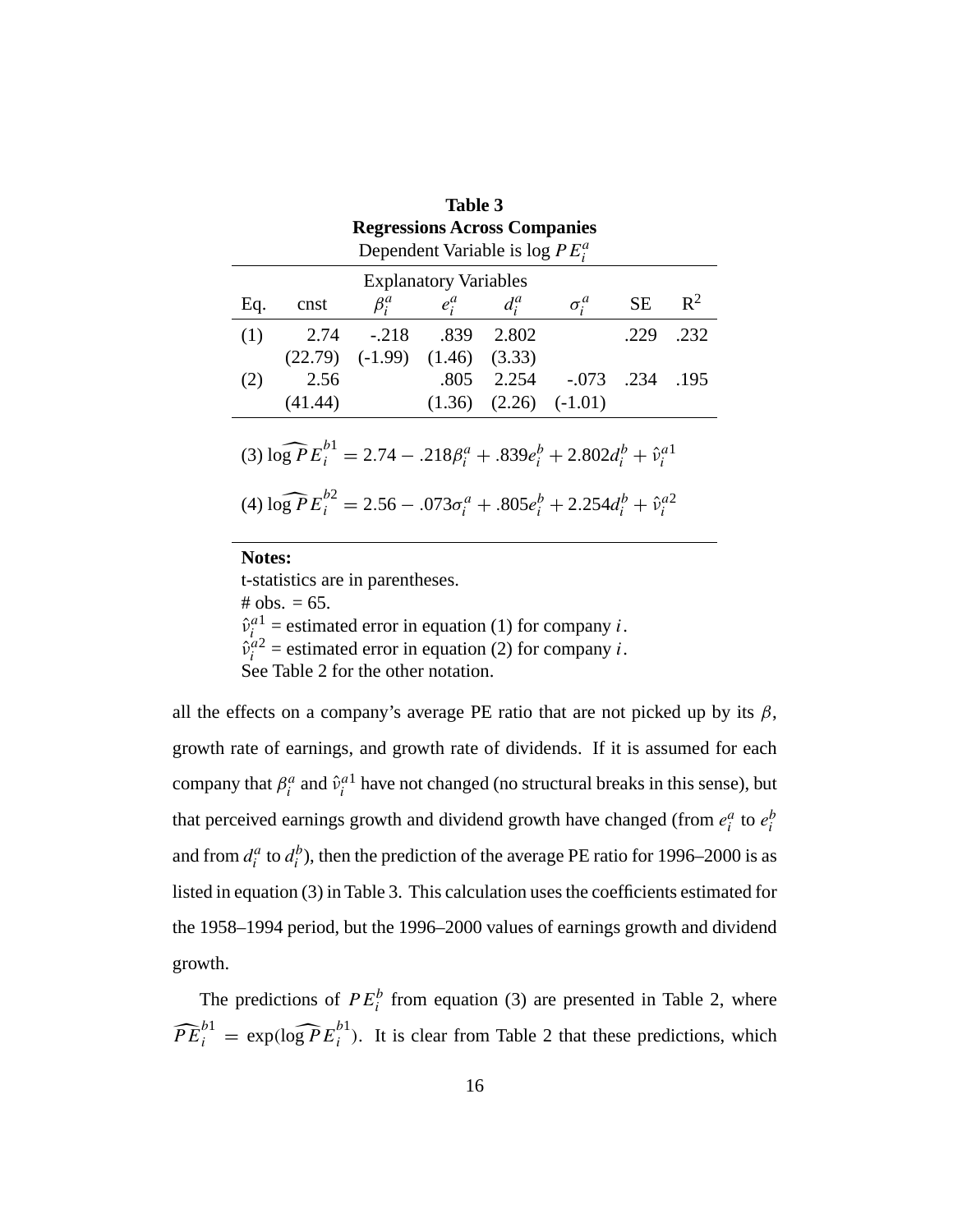**Table 3**
**Regressions Across Companies**
Dependent Variable is $\log PE_i^a$

| | | Explanatory Variables | | | | | |
|---|---|---|---|---|---|---|---|
| Eq. | cnst | $\beta_i^a$ | $e_i^a$ | $d_i^a$ | $\sigma_i^a$ | SE | $R^2$ |
| (1) | 2.74 | -.218 | .839 | 2.802 | | .229 | .232 |
| | (22.79) | (-1.99) | (1.46) | (3.33) | | | |
| (2) | 2.56 | | .805 | 2.254 | -.073 | .234 | .195 |
| | (41.44) | | (1.36) | (2.26) | (-1.01) | | |

(3) $\widehat{\log PE}_i^{b1} = 2.74 - .218\beta_i^a + .839e_i^b + 2.802d_i^b + \hat{\nu}_i^{a1}$

(4) $\widehat{\log PE}_i^{b2} = 2.56 - .073\sigma_i^a + .805e_i^b + 2.254d_i^b + \hat{\nu}_i^{a2}$

**Notes:**
t-statistics are in parentheses.
\# obs. = 65.
$\hat{\nu}_i^{a1}$ = estimated error in equation (1) for company $i$.
$\hat{\nu}_i^{a2}$ = estimated error in equation (2) for company $i$.
See Table 2 for the other notation.

all the effects on a company's average PE ratio that are not picked up by its $\beta$, growth rate of earnings, and growth rate of dividends. If it is assumed for each company that $\beta_i^a$ and $\hat{\nu}_i^{a1}$ have not changed (no structural breaks in this sense), but that perceived earnings growth and dividend growth have changed (from $e_i^a$ to $e_i^b$ and from $d_i^a$ to $d_i^b$), then the prediction of the average PE ratio for 1996–2000 is as listed in equation (3) in Table 3. This calculation uses the coefficients estimated for the 1958–1994 period, but the 1996–2000 values of earnings growth and dividend growth.

The predictions of $PE_i^b$ from equation (3) are presented in Table 2, where $\widehat{PE}_i^{b1} = \exp(\widehat{\log PE}_i^{b1})$. It is clear from Table 2 that these predictions, which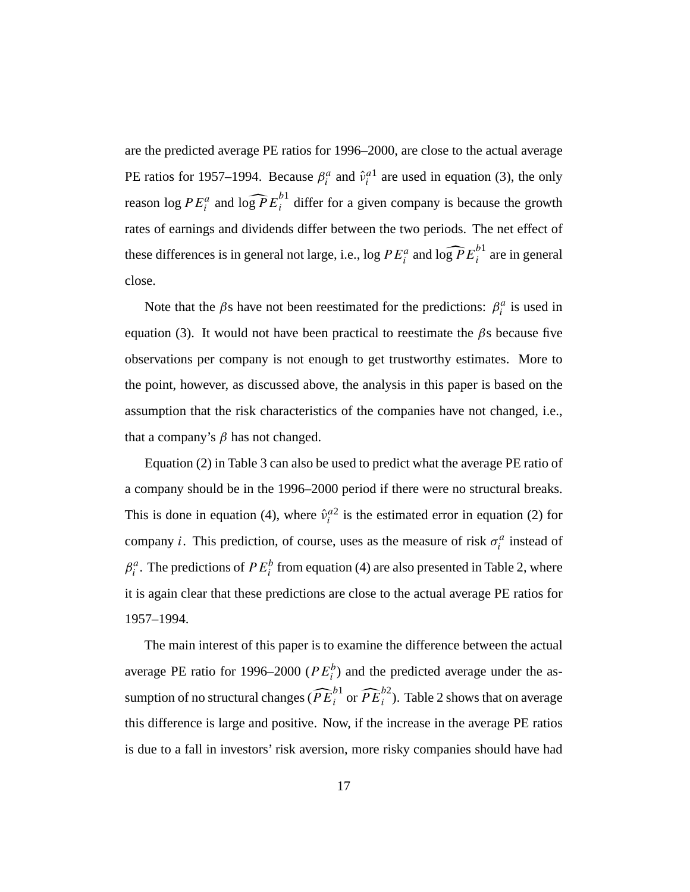are the predicted average PE ratios for 1996–2000, are close to the actual average PE ratios for 1957–1994. Because $\beta_i^a$ and $\hat{\nu}_i^{a1}$ are used in equation (3), the only reason $\log PE_i^a$ and $\log \widehat{PE}_i^{b1}$ differ for a given company is because the growth rates of earnings and dividends differ between the two periods. The net effect of these differences is in general not large, i.e., $\log PE_i^a$ and $\log \widehat{PE}_i^{b1}$ are in general close.

Note that the $\beta$s have not been reestimated for the predictions: $\beta_i^a$ is used in equation (3). It would not have been practical to reestimate the $\beta$s because five observations per company is not enough to get trustworthy estimates. More to the point, however, as discussed above, the analysis in this paper is based on the assumption that the risk characteristics of the companies have not changed, i.e., that a company's $\beta$ has not changed.

Equation (2) in Table 3 can also be used to predict what the average PE ratio of a company should be in the 1996–2000 period if there were no structural breaks. This is done in equation (4), where $\hat{\nu}_i^{a2}$ is the estimated error in equation (2) for company $i$. This prediction, of course, uses as the measure of risk $\sigma_i^a$ instead of $\beta_i^a$. The predictions of $PE_i^b$ from equation (4) are also presented in Table 2, where it is again clear that these predictions are close to the actual average PE ratios for 1957–1994.

The main interest of this paper is to examine the difference between the actual average PE ratio for 1996–2000 ($PE_i^b$) and the predicted average under the assumption of no structural changes ($\widehat{PE}_i^{b1}$ or $\widehat{PE}_i^{b2}$). Table 2 shows that on average this difference is large and positive. Now, if the increase in the average PE ratios is due to a fall in investors' risk aversion, more risky companies should have had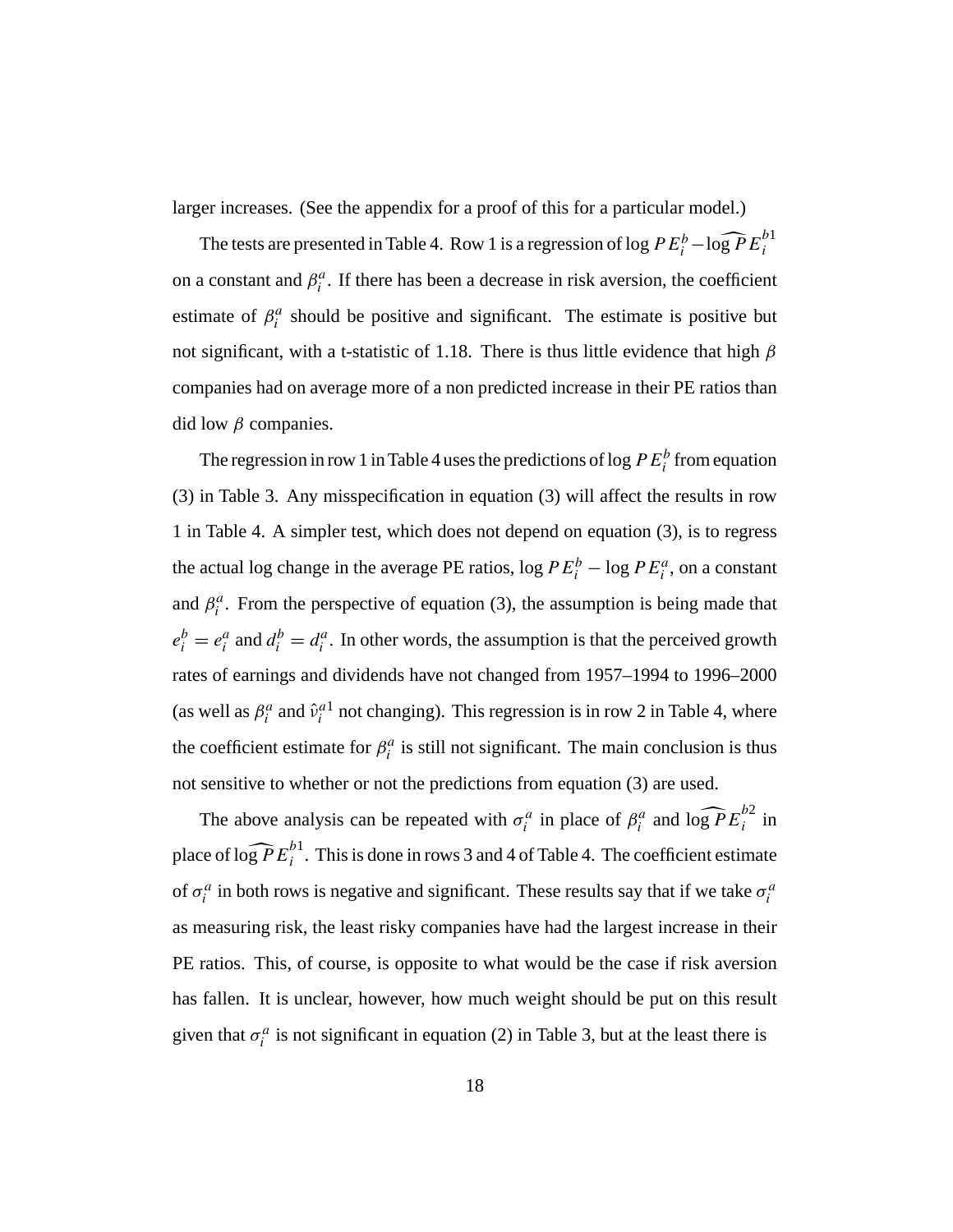larger increases. (See the appendix for a proof of this for a particular model.)

The tests are presented in Table 4. Row 1 is a regression of $\log PE_i^b - \widehat{\log PE}_i^{b1}$ on a constant and $\beta_i^a$. If there has been a decrease in risk aversion, the coefficient estimate of $\beta_i^a$ should be positive and significant. The estimate is positive but not significant, with a t-statistic of 1.18. There is thus little evidence that high $\beta$ companies had on average more of a non predicted increase in their PE ratios than did low $\beta$ companies.

The regression in row 1 in Table 4 uses the predictions of $\log PE_i^b$ from equation (3) in Table 3. Any misspecification in equation (3) will affect the results in row 1 in Table 4. A simpler test, which does not depend on equation (3), is to regress the actual log change in the average PE ratios, $\log PE_i^b - \log PE_i^a$, on a constant and $\beta_i^a$. From the perspective of equation (3), the assumption is being made that $e_i^b = e_i^a$ and $d_i^b = d_i^a$. In other words, the assumption is that the perceived growth rates of earnings and dividends have not changed from 1957–1994 to 1996–2000 (as well as $\beta_i^a$ and $\hat{\nu}_i^{a1}$ not changing). This regression is in row 2 in Table 4, where the coefficient estimate for $\beta_i^a$ is still not significant. The main conclusion is thus not sensitive to whether or not the predictions from equation (3) are used.

The above analysis can be repeated with $\sigma_i^a$ in place of $\beta_i^a$ and $\widehat{\log PE}_i^{b2}$ in place of $\widehat{\log PE}_i^{b1}$. This is done in rows 3 and 4 of Table 4. The coefficient estimate of $\sigma_i^a$ in both rows is negative and significant. These results say that if we take $\sigma_i^a$ as measuring risk, the least risky companies have had the largest increase in their PE ratios. This, of course, is opposite to what would be the case if risk aversion has fallen. It is unclear, however, how much weight should be put on this result given that $\sigma_i^a$ is not significant in equation (2) in Table 3, but at the least there is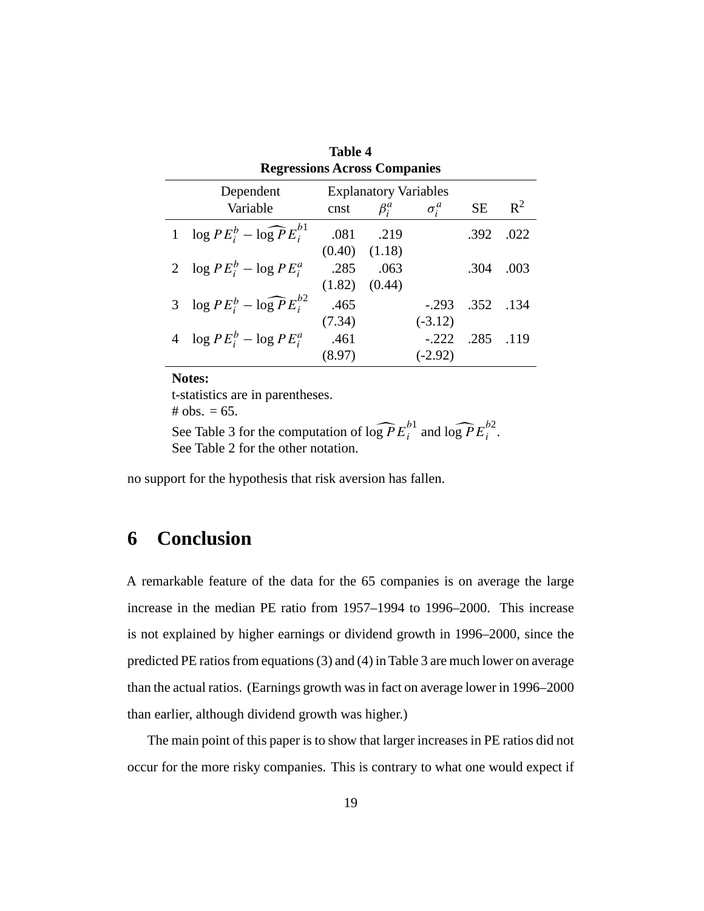**Table 4**
**Regressions Across Companies**

| | Dependent Variable | Explanatory Variables | | | | |
|---|---|---|---|---|---|---|
| | | cnst | $\beta_i^a$ | $\sigma_i^a$ | SE | $R^2$ |
| 1 | $\log PE_i^b - \widehat{\log PE}_i^{b1}$ | .081 | .219 | | .392 | .022 |
| | | (0.40) | (1.18) | | | |
| 2 | $\log PE_i^b - \log PE_i^a$ | .285 | .063 | | .304 | .003 |
| | | (1.82) | (0.44) | | | |
| 3 | $\log PE_i^b - \widehat{\log PE}_i^{b2}$ | .465 | | -.293 | .352 | .134 |
| | | (7.34) | | (-3.12) | | |
| 4 | $\log PE_i^b - \log PE_i^a$ | .461 | | -.222 | .285 | .119 |
| | | (8.97) | | (-2.92) | | |

**Notes:**
t-statistics are in parentheses.
\# obs. = 65.
See Table 3 for the computation of $\widehat{\log PE}_i^{b1}$ and $\widehat{\log PE}_i^{b2}$.
See Table 2 for the other notation.

no support for the hypothesis that risk aversion has fallen.

# 6 Conclusion

A remarkable feature of the data for the 65 companies is on average the large increase in the median PE ratio from 1957–1994 to 1996–2000. This increase is not explained by higher earnings or dividend growth in 1996–2000, since the predicted PE ratios from equations (3) and (4) in Table 3 are much lower on average than the actual ratios. (Earnings growth was in fact on average lower in 1996–2000 than earlier, although dividend growth was higher.)

The main point of this paper is to show that larger increases in PE ratios did not occur for the more risky companies. This is contrary to what one would expect if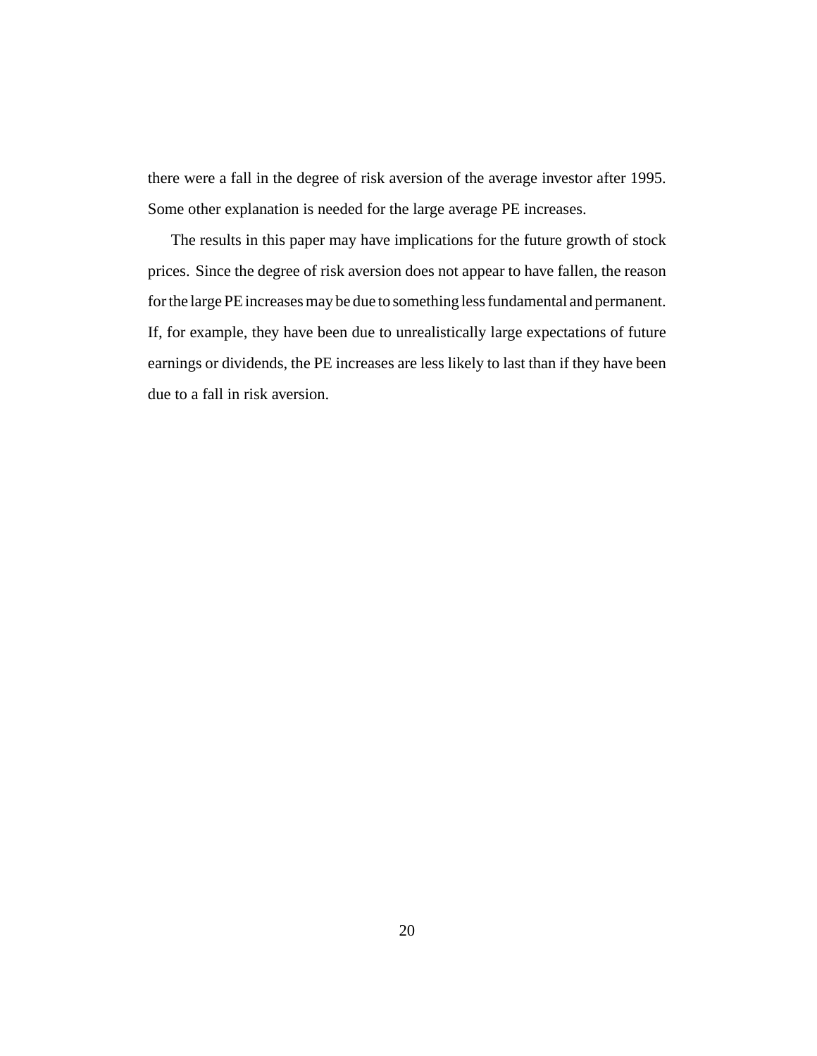there were a fall in the degree of risk aversion of the average investor after 1995. Some other explanation is needed for the large average PE increases.

The results in this paper may have implications for the future growth of stock prices. Since the degree of risk aversion does not appear to have fallen, the reason for the large PE increases may be due to something less fundamental and permanent. If, for example, they have been due to unrealistically large expectations of future earnings or dividends, the PE increases are less likely to last than if they have been due to a fall in risk aversion.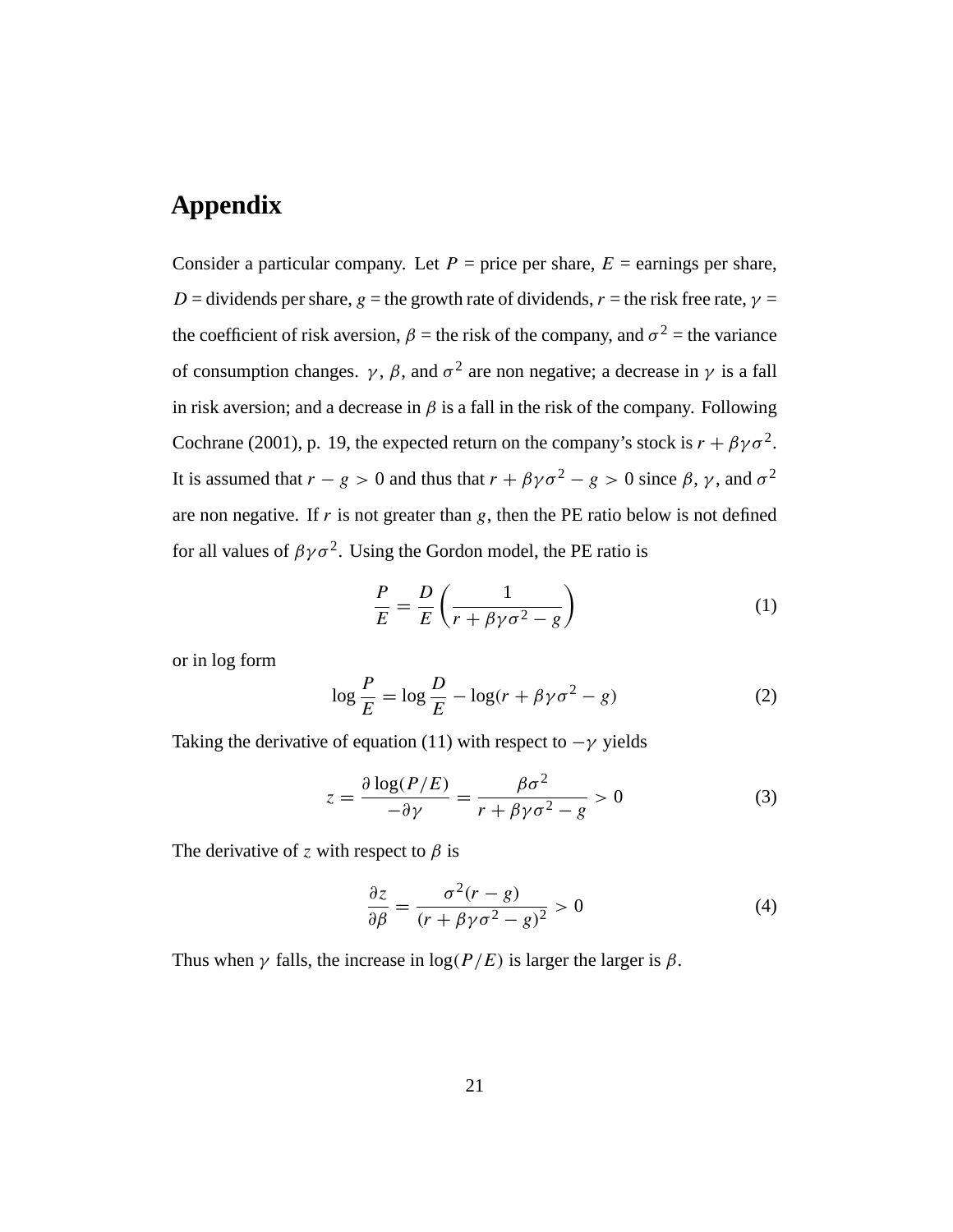# Appendix

Consider a particular company. Let $P$ = price per share, $E$ = earnings per share, $D$ = dividends per share, $g$ = the growth rate of dividends, $r$ = the risk free rate, $\gamma$ = the coefficient of risk aversion, $\beta$ = the risk of the company, and $\sigma^2$ = the variance of consumption changes. $\gamma$, $\beta$, and $\sigma^2$ are non negative; a decrease in $\gamma$ is a fall in risk aversion; and a decrease in $\beta$ is a fall in the risk of the company. Following Cochrane (2001), p. 19, the expected return on the company's stock is $r + \beta\gamma\sigma^2$. It is assumed that $r - g > 0$ and thus that $r + \beta\gamma\sigma^2 - g > 0$ since $\beta$, $\gamma$, and $\sigma^2$ are non negative. If $r$ is not greater than $g$, then the PE ratio below is not defined for all values of $\beta\gamma\sigma^2$. Using the Gordon model, the PE ratio is

$$\frac{P}{E} = \frac{D}{E}\left(\frac{1}{r + \beta\gamma\sigma^2 - g}\right) \tag{1}$$

or in log form

$$\log\frac{P}{E} = \log\frac{D}{E} - \log(r + \beta\gamma\sigma^2 - g) \tag{2}$$

Taking the derivative of equation (11) with respect to $-\gamma$ yields

$$z = \frac{\partial \log(P/E)}{-\partial\gamma} = \frac{\beta\sigma^2}{r + \beta\gamma\sigma^2 - g} > 0 \tag{3}$$

The derivative of $z$ with respect to $\beta$ is

$$\frac{\partial z}{\partial\beta} = \frac{\sigma^2(r - g)}{(r + \beta\gamma\sigma^2 - g)^2} > 0 \tag{4}$$

Thus when $\gamma$ falls, the increase in $\log(P/E)$ is larger the larger is $\beta$.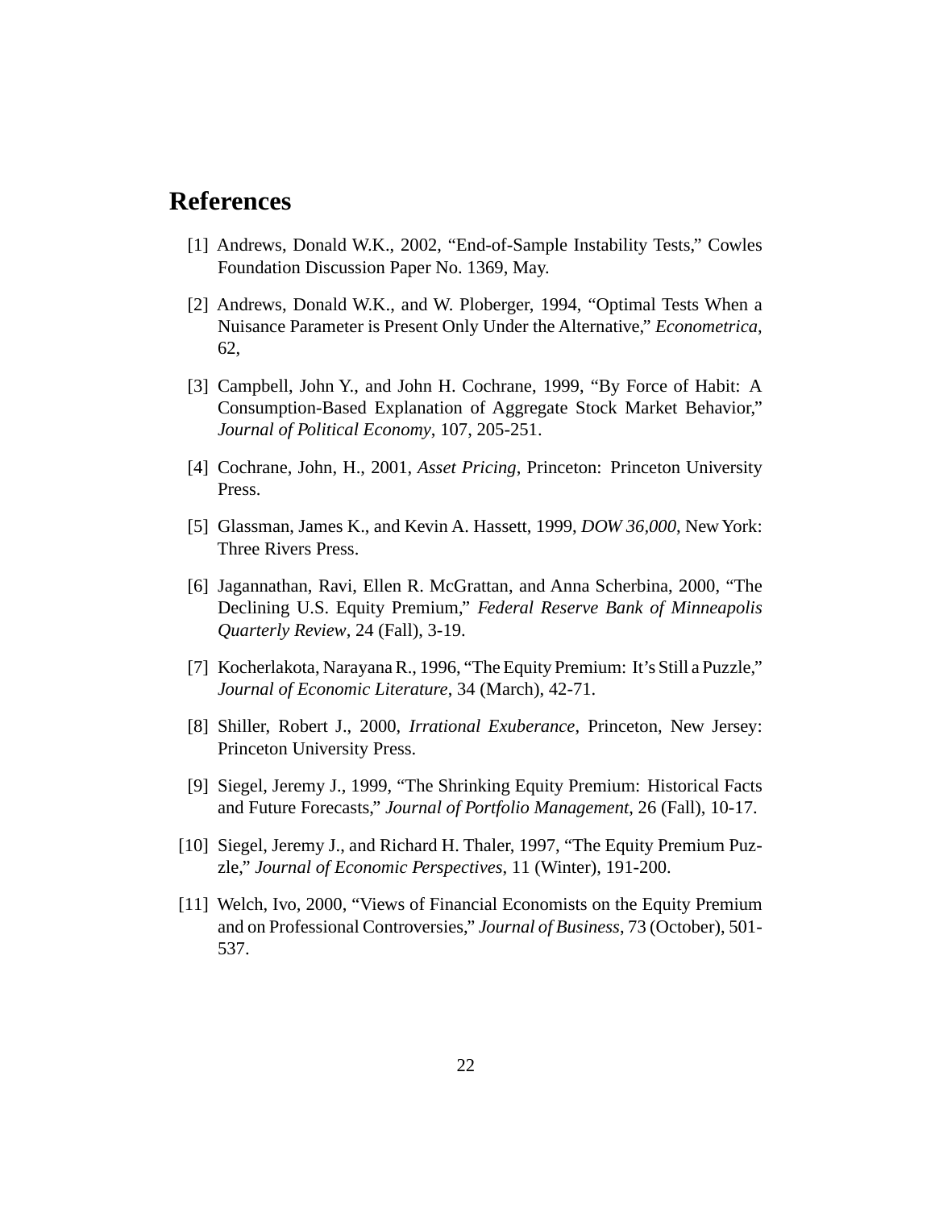# References

[1] Andrews, Donald W.K., 2002, "End-of-Sample Instability Tests," Cowles Foundation Discussion Paper No. 1369, May.

[2] Andrews, Donald W.K., and W. Ploberger, 1994, "Optimal Tests When a Nuisance Parameter is Present Only Under the Alternative," *Econometrica*, 62,

[3] Campbell, John Y., and John H. Cochrane, 1999, "By Force of Habit: A Consumption-Based Explanation of Aggregate Stock Market Behavior," *Journal of Political Economy*, 107, 205-251.

[4] Cochrane, John, H., 2001, *Asset Pricing*, Princeton: Princeton University Press.

[5] Glassman, James K., and Kevin A. Hassett, 1999, *DOW 36,000*, New York: Three Rivers Press.

[6] Jagannathan, Ravi, Ellen R. McGrattan, and Anna Scherbina, 2000, "The Declining U.S. Equity Premium," *Federal Reserve Bank of Minneapolis Quarterly Review*, 24 (Fall), 3-19.

[7] Kocherlakota, Narayana R., 1996, "The Equity Premium: It's Still a Puzzle," *Journal of Economic Literature*, 34 (March), 42-71.

[8] Shiller, Robert J., 2000, *Irrational Exuberance*, Princeton, New Jersey: Princeton University Press.

[9] Siegel, Jeremy J., 1999, "The Shrinking Equity Premium: Historical Facts and Future Forecasts," *Journal of Portfolio Management*, 26 (Fall), 10-17.

[10] Siegel, Jeremy J., and Richard H. Thaler, 1997, "The Equity Premium Puzzle," *Journal of Economic Perspectives*, 11 (Winter), 191-200.

[11] Welch, Ivo, 2000, "Views of Financial Economists on the Equity Premium and on Professional Controversies," *Journal of Business*, 73 (October), 501-537.